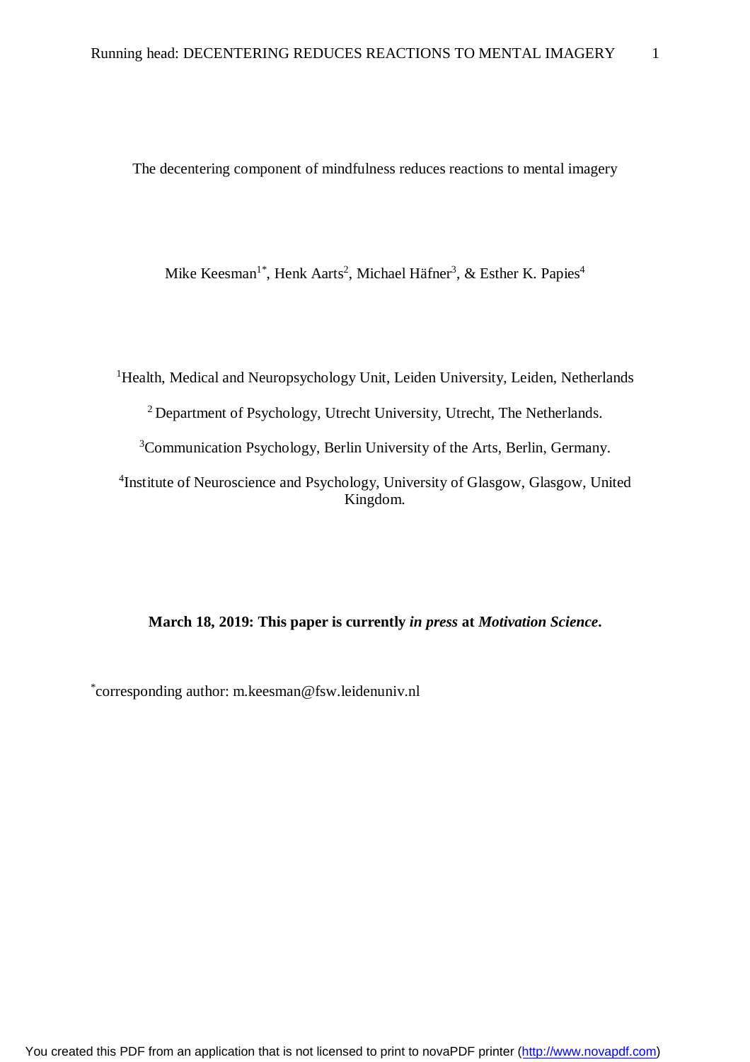# The decentering component of mindfulness reduces reactions to mental imagery

Mike Keesman[1*], Henk Aarts[2], Michael Häfner[3], & Esther K. Papies[4]

[1]Health, Medical and Neuropsychology Unit, Leiden University, Leiden, Netherlands

[2] Department of Psychology, Utrecht University, Utrecht, The Netherlands.

[3]Communication Psychology, Berlin University of the Arts, Berlin, Germany.

[4]Institute of Neuroscience and Psychology, University of Glasgow, Glasgow, United Kingdom.

**March 18, 2019: This paper is currently *in press* at *Motivation Science*.**

[*]corresponding author: m.keesman@fsw.leidenuniv.nl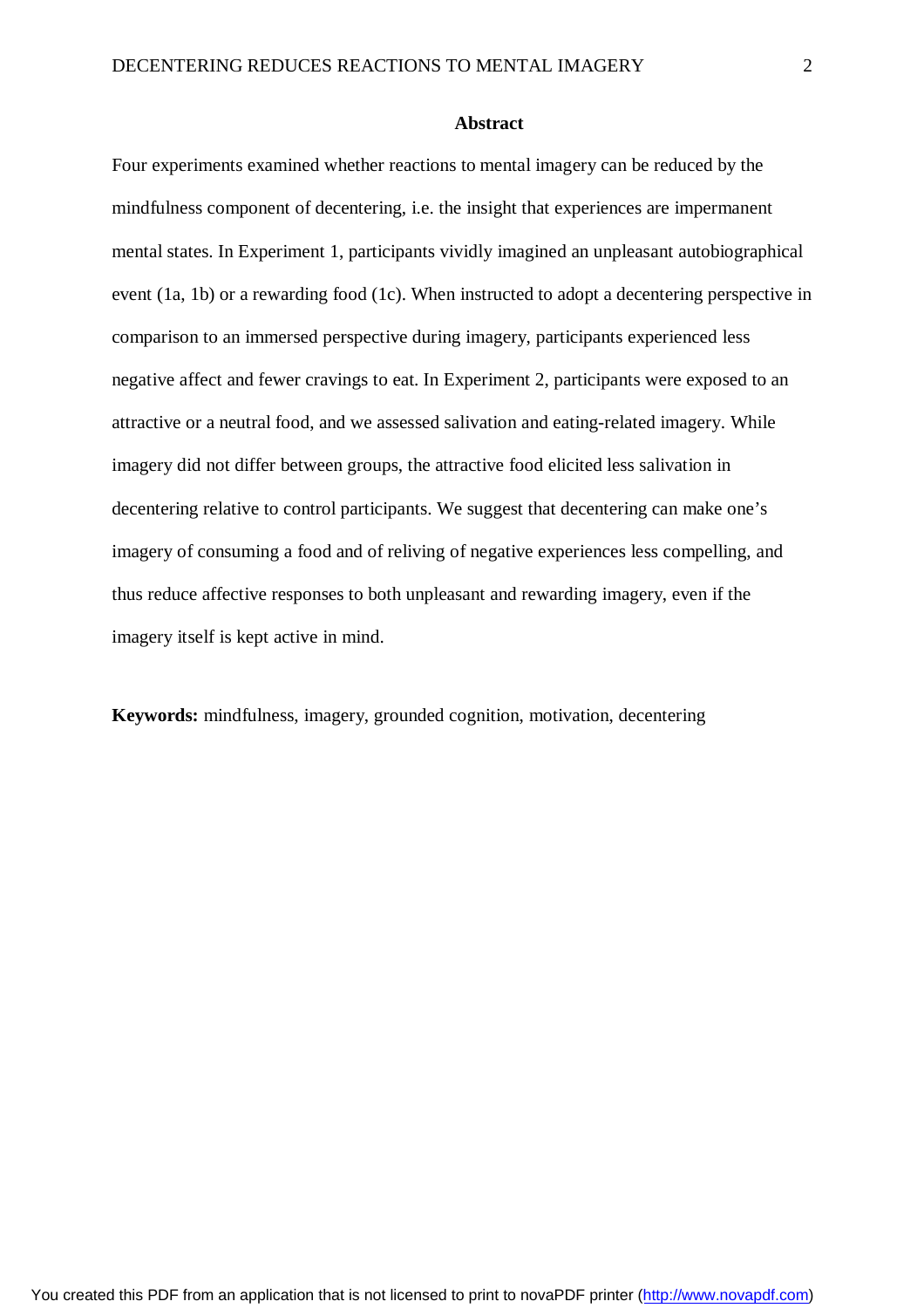## Abstract

Four experiments examined whether reactions to mental imagery can be reduced by the mindfulness component of decentering, i.e. the insight that experiences are impermanent mental states. In Experiment 1, participants vividly imagined an unpleasant autobiographical event (1a, 1b) or a rewarding food (1c). When instructed to adopt a decentering perspective in comparison to an immersed perspective during imagery, participants experienced less negative affect and fewer cravings to eat. In Experiment 2, participants were exposed to an attractive or a neutral food, and we assessed salivation and eating-related imagery. While imagery did not differ between groups, the attractive food elicited less salivation in decentering relative to control participants. We suggest that decentering can make one's imagery of consuming a food and of reliving of negative experiences less compelling, and thus reduce affective responses to both unpleasant and rewarding imagery, even if the imagery itself is kept active in mind.

**Keywords:** mindfulness, imagery, grounded cognition, motivation, decentering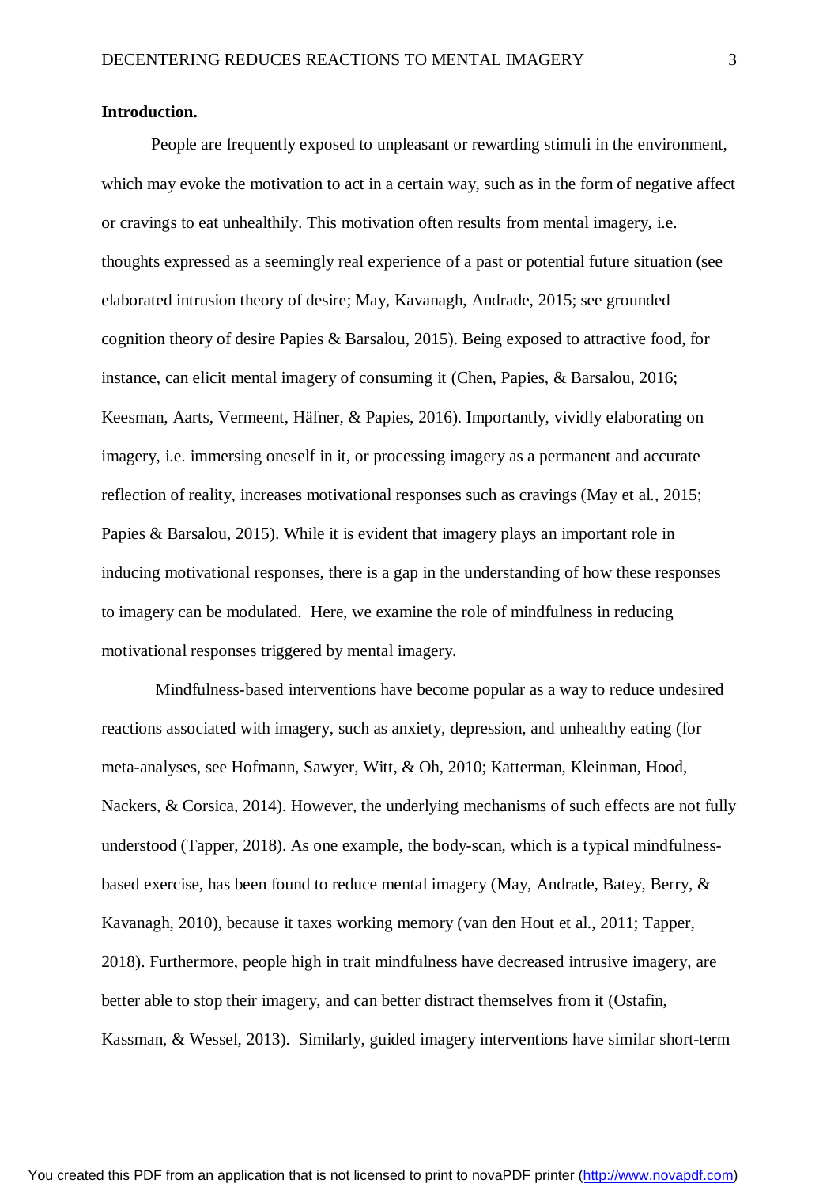**Introduction.**

People are frequently exposed to unpleasant or rewarding stimuli in the environment, which may evoke the motivation to act in a certain way, such as in the form of negative affect or cravings to eat unhealthily. This motivation often results from mental imagery, i.e. thoughts expressed as a seemingly real experience of a past or potential future situation (see elaborated intrusion theory of desire; May, Kavanagh, Andrade, 2015; see grounded cognition theory of desire Papies & Barsalou, 2015). Being exposed to attractive food, for instance, can elicit mental imagery of consuming it (Chen, Papies, & Barsalou, 2016; Keesman, Aarts, Vermeent, Häfner, & Papies, 2016). Importantly, vividly elaborating on imagery, i.e. immersing oneself in it, or processing imagery as a permanent and accurate reflection of reality, increases motivational responses such as cravings (May et al., 2015; Papies & Barsalou, 2015). While it is evident that imagery plays an important role in inducing motivational responses, there is a gap in the understanding of how these responses to imagery can be modulated. Here, we examine the role of mindfulness in reducing motivational responses triggered by mental imagery.

Mindfulness-based interventions have become popular as a way to reduce undesired reactions associated with imagery, such as anxiety, depression, and unhealthy eating (for meta-analyses, see Hofmann, Sawyer, Witt, & Oh, 2010; Katterman, Kleinman, Hood, Nackers, & Corsica, 2014). However, the underlying mechanisms of such effects are not fully understood (Tapper, 2018). As one example, the body-scan, which is a typical mindfulness-based exercise, has been found to reduce mental imagery (May, Andrade, Batey, Berry, & Kavanagh, 2010), because it taxes working memory (van den Hout et al., 2011; Tapper, 2018). Furthermore, people high in trait mindfulness have decreased intrusive imagery, are better able to stop their imagery, and can better distract themselves from it (Ostafin, Kassman, & Wessel, 2013). Similarly, guided imagery interventions have similar short-term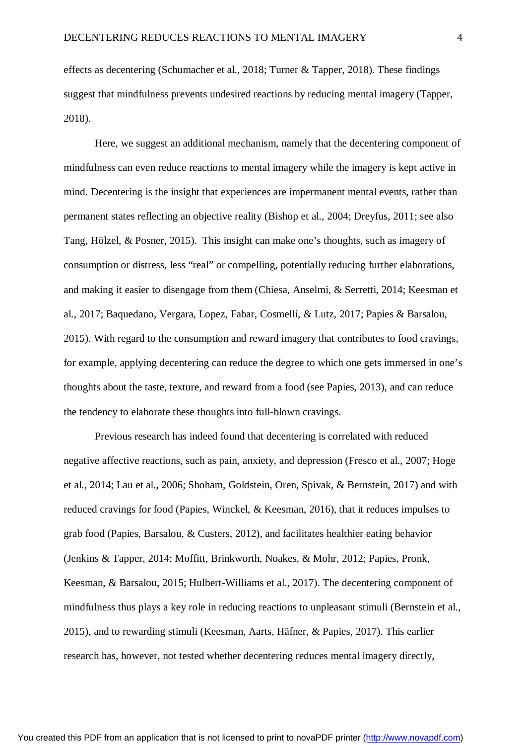effects as decentering (Schumacher et al., 2018; Turner & Tapper, 2018). These findings suggest that mindfulness prevents undesired reactions by reducing mental imagery (Tapper, 2018).

Here, we suggest an additional mechanism, namely that the decentering component of mindfulness can even reduce reactions to mental imagery while the imagery is kept active in mind. Decentering is the insight that experiences are impermanent mental events, rather than permanent states reflecting an objective reality (Bishop et al., 2004; Dreyfus, 2011; see also Tang, Hölzel, & Posner, 2015). This insight can make one's thoughts, such as imagery of consumption or distress, less "real" or compelling, potentially reducing further elaborations, and making it easier to disengage from them (Chiesa, Anselmi, & Serretti, 2014; Keesman et al., 2017; Baquedano, Vergara, Lopez, Fabar, Cosmelli, & Lutz, 2017; Papies & Barsalou, 2015). With regard to the consumption and reward imagery that contributes to food cravings, for example, applying decentering can reduce the degree to which one gets immersed in one's thoughts about the taste, texture, and reward from a food (see Papies, 2013), and can reduce the tendency to elaborate these thoughts into full-blown cravings.

Previous research has indeed found that decentering is correlated with reduced negative affective reactions, such as pain, anxiety, and depression (Fresco et al., 2007; Hoge et al., 2014; Lau et al., 2006; Shoham, Goldstein, Oren, Spivak, & Bernstein, 2017) and with reduced cravings for food (Papies, Winckel, & Keesman, 2016), that it reduces impulses to grab food (Papies, Barsalou, & Custers, 2012), and facilitates healthier eating behavior (Jenkins & Tapper, 2014; Moffitt, Brinkworth, Noakes, & Mohr, 2012; Papies, Pronk, Keesman, & Barsalou, 2015; Hulbert-Williams et al., 2017). The decentering component of mindfulness thus plays a key role in reducing reactions to unpleasant stimuli (Bernstein et al., 2015), and to rewarding stimuli (Keesman, Aarts, Häfner, & Papies, 2017). This earlier research has, however, not tested whether decentering reduces mental imagery directly,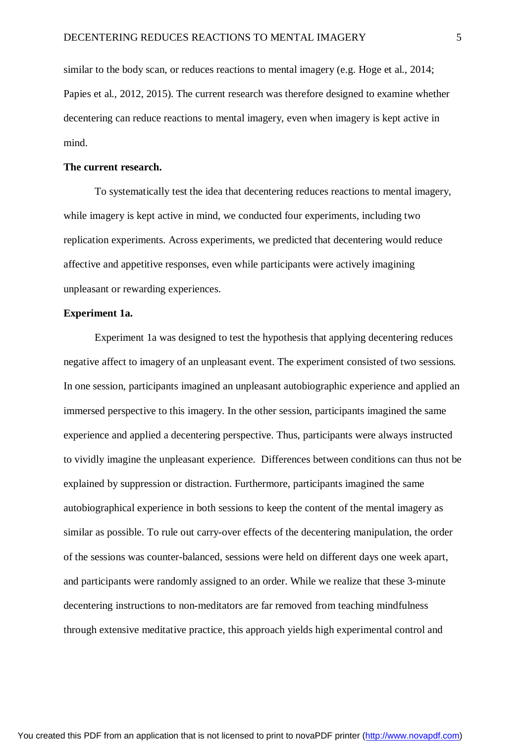similar to the body scan, or reduces reactions to mental imagery (e.g. Hoge et al., 2014; Papies et al., 2012, 2015). The current research was therefore designed to examine whether decentering can reduce reactions to mental imagery, even when imagery is kept active in mind.

**The current research.**

To systematically test the idea that decentering reduces reactions to mental imagery, while imagery is kept active in mind, we conducted four experiments, including two replication experiments. Across experiments, we predicted that decentering would reduce affective and appetitive responses, even while participants were actively imagining unpleasant or rewarding experiences.

**Experiment 1a.**

Experiment 1a was designed to test the hypothesis that applying decentering reduces negative affect to imagery of an unpleasant event. The experiment consisted of two sessions. In one session, participants imagined an unpleasant autobiographic experience and applied an immersed perspective to this imagery. In the other session, participants imagined the same experience and applied a decentering perspective. Thus, participants were always instructed to vividly imagine the unpleasant experience. Differences between conditions can thus not be explained by suppression or distraction. Furthermore, participants imagined the same autobiographical experience in both sessions to keep the content of the mental imagery as similar as possible. To rule out carry-over effects of the decentering manipulation, the order of the sessions was counter-balanced, sessions were held on different days one week apart, and participants were randomly assigned to an order. While we realize that these 3-minute decentering instructions to non-meditators are far removed from teaching mindfulness through extensive meditative practice, this approach yields high experimental control and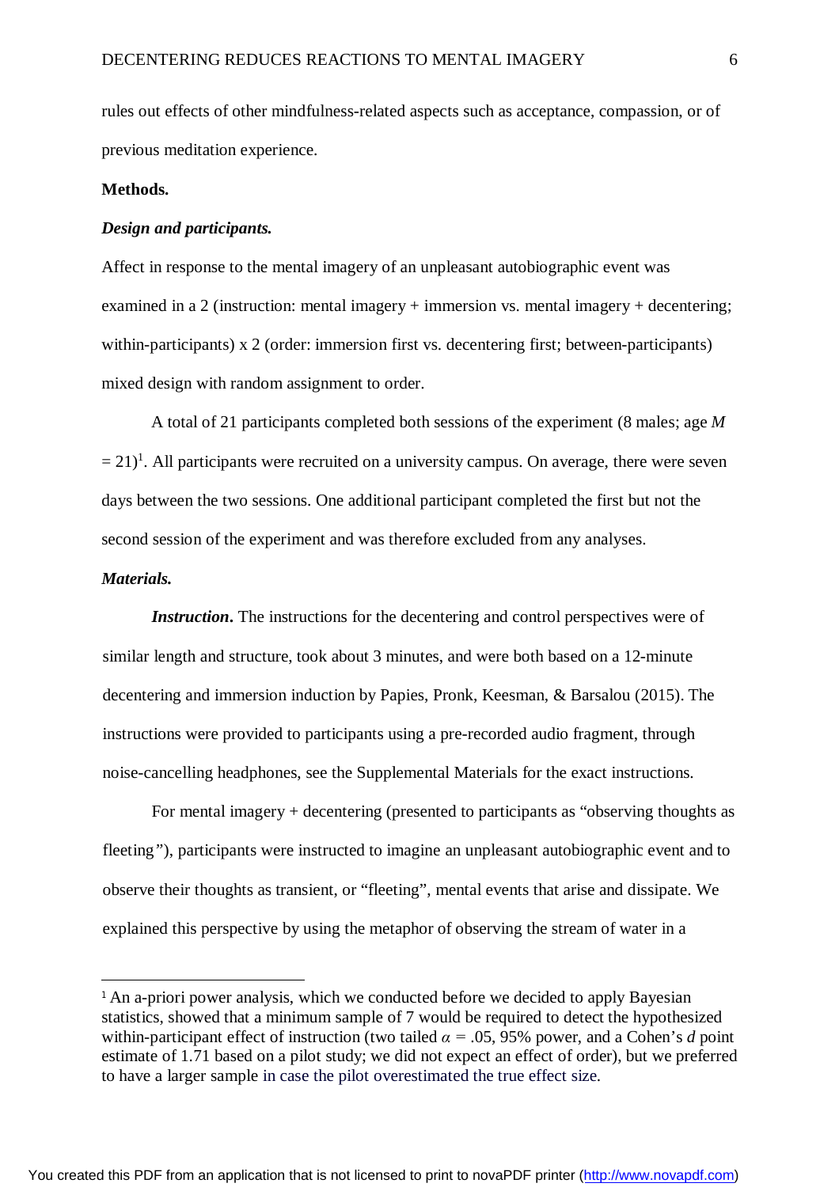rules out effects of other mindfulness-related aspects such as acceptance, compassion, or of previous meditation experience.

**Methods.**

***Design and participants.***

Affect in response to the mental imagery of an unpleasant autobiographic event was examined in a 2 (instruction: mental imagery + immersion vs. mental imagery + decentering; within-participants) x 2 (order: immersion first vs. decentering first; between-participants) mixed design with random assignment to order.

A total of 21 participants completed both sessions of the experiment (8 males; age $M = 21$)[1]. All participants were recruited on a university campus. On average, there were seven days between the two sessions. One additional participant completed the first but not the second session of the experiment and was therefore excluded from any analyses.

***Materials.***

***Instruction*.** The instructions for the decentering and control perspectives were of similar length and structure, took about 3 minutes, and were both based on a 12-minute decentering and immersion induction by Papies, Pronk, Keesman, & Barsalou (2015). The instructions were provided to participants using a pre-recorded audio fragment, through noise-cancelling headphones, see the Supplemental Materials for the exact instructions.

For mental imagery + decentering (presented to participants as "observing thoughts as fleeting"), participants were instructed to imagine an unpleasant autobiographic event and to observe their thoughts as transient, or "fleeting", mental events that arise and dissipate. We explained this perspective by using the metaphor of observing the stream of water in a

---

[1] An a-priori power analysis, which we conducted before we decided to apply Bayesian statistics, showed that a minimum sample of 7 would be required to detect the hypothesized within-participant effect of instruction (two tailed $\alpha = .05$, 95% power, and a Cohen's $d$ point estimate of 1.71 based on a pilot study; we did not expect an effect of order), but we preferred to have a larger sample in case the pilot overestimated the true effect size.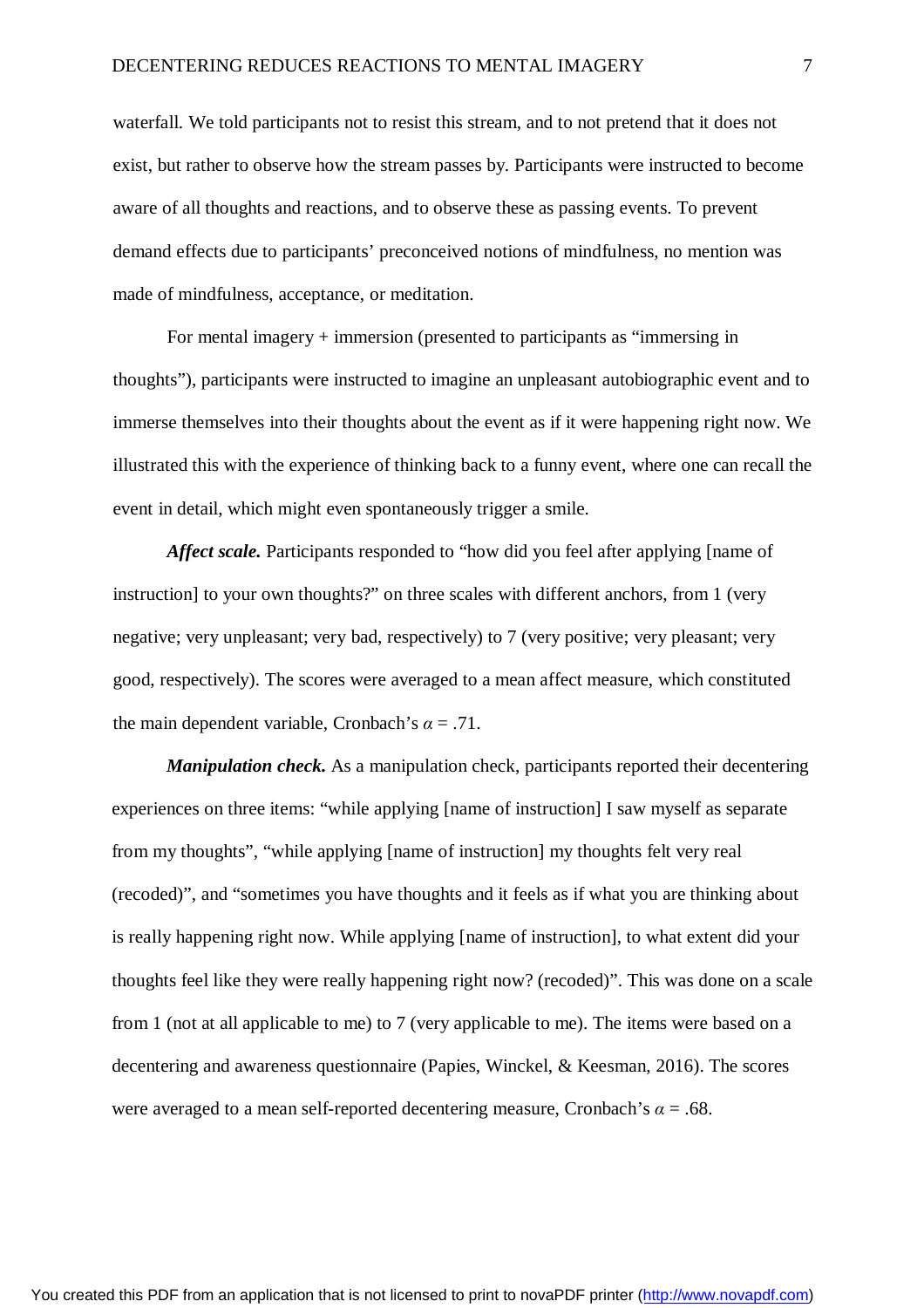waterfall. We told participants not to resist this stream, and to not pretend that it does not exist, but rather to observe how the stream passes by. Participants were instructed to become aware of all thoughts and reactions, and to observe these as passing events. To prevent demand effects due to participants' preconceived notions of mindfulness, no mention was made of mindfulness, acceptance, or meditation.

For mental imagery + immersion (presented to participants as "immersing in thoughts"), participants were instructed to imagine an unpleasant autobiographic event and to immerse themselves into their thoughts about the event as if it were happening right now. We illustrated this with the experience of thinking back to a funny event, where one can recall the event in detail, which might even spontaneously trigger a smile.

***Affect scale.*** Participants responded to "how did you feel after applying [name of instruction] to your own thoughts?" on three scales with different anchors, from 1 (very negative; very unpleasant; very bad, respectively) to 7 (very positive; very pleasant; very good, respectively). The scores were averaged to a mean affect measure, which constituted the main dependent variable, Cronbach's $\alpha$ = .71.

***Manipulation check.*** As a manipulation check, participants reported their decentering experiences on three items: "while applying [name of instruction] I saw myself as separate from my thoughts", "while applying [name of instruction] my thoughts felt very real (recoded)", and "sometimes you have thoughts and it feels as if what you are thinking about is really happening right now. While applying [name of instruction], to what extent did your thoughts feel like they were really happening right now? (recoded)". This was done on a scale from 1 (not at all applicable to me) to 7 (very applicable to me). The items were based on a decentering and awareness questionnaire (Papies, Winckel, & Keesman, 2016). The scores were averaged to a mean self-reported decentering measure, Cronbach's $\alpha$ = .68.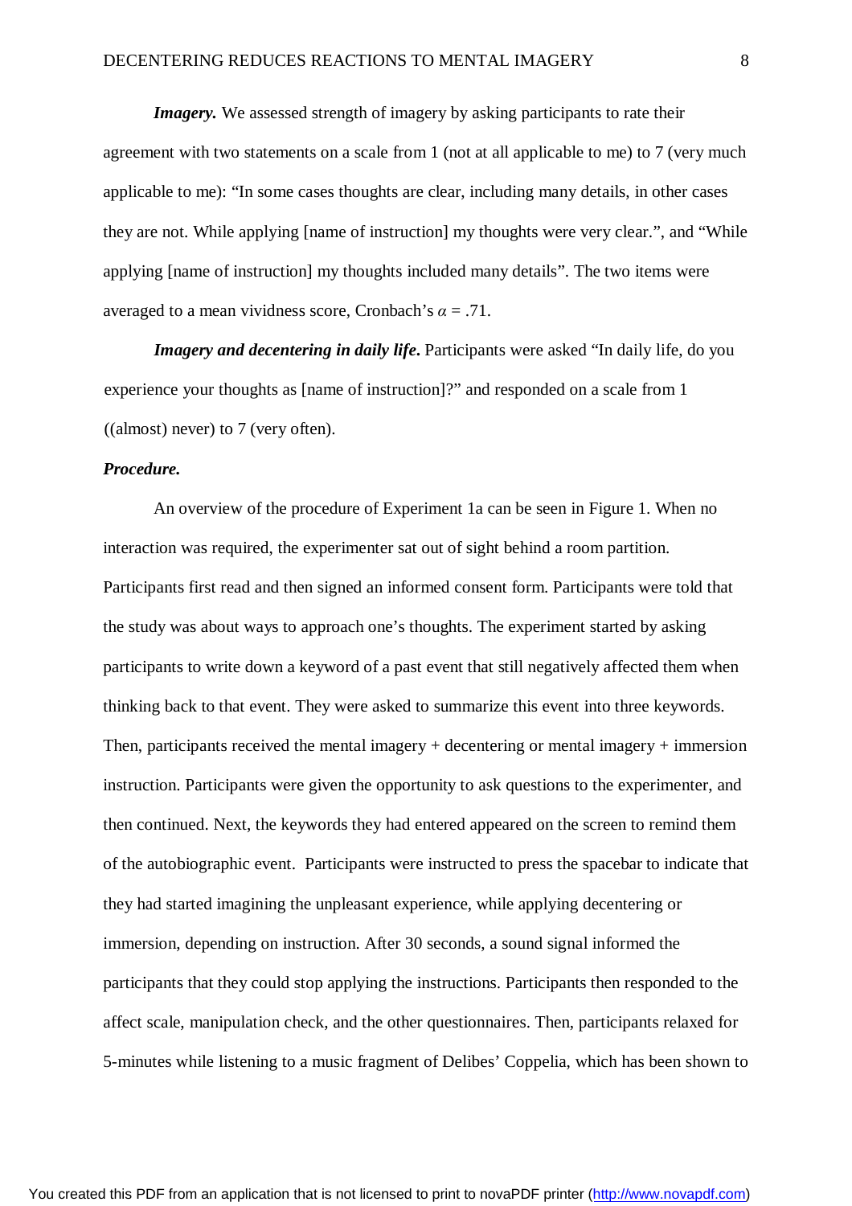***Imagery.*** We assessed strength of imagery by asking participants to rate their agreement with two statements on a scale from 1 (not at all applicable to me) to 7 (very much applicable to me): “In some cases thoughts are clear, including many details, in other cases they are not. While applying [name of instruction] my thoughts were very clear.”, and “While applying [name of instruction] my thoughts included many details”. The two items were averaged to a mean vividness score, Cronbach’s $\alpha$ = .71.

***Imagery and decentering in daily life.*** Participants were asked “In daily life, do you experience your thoughts as [name of instruction]?” and responded on a scale from 1 ((almost) never) to 7 (very often).

***Procedure.***

An overview of the procedure of Experiment 1a can be seen in Figure 1. When no interaction was required, the experimenter sat out of sight behind a room partition. Participants first read and then signed an informed consent form. Participants were told that the study was about ways to approach one’s thoughts. The experiment started by asking participants to write down a keyword of a past event that still negatively affected them when thinking back to that event. They were asked to summarize this event into three keywords. Then, participants received the mental imagery + decentering or mental imagery + immersion instruction. Participants were given the opportunity to ask questions to the experimenter, and then continued. Next, the keywords they had entered appeared on the screen to remind them of the autobiographic event. Participants were instructed to press the spacebar to indicate that they had started imagining the unpleasant experience, while applying decentering or immersion, depending on instruction. After 30 seconds, a sound signal informed the participants that they could stop applying the instructions. Participants then responded to the affect scale, manipulation check, and the other questionnaires. Then, participants relaxed for 5-minutes while listening to a music fragment of Delibes’ Coppelia, which has been shown to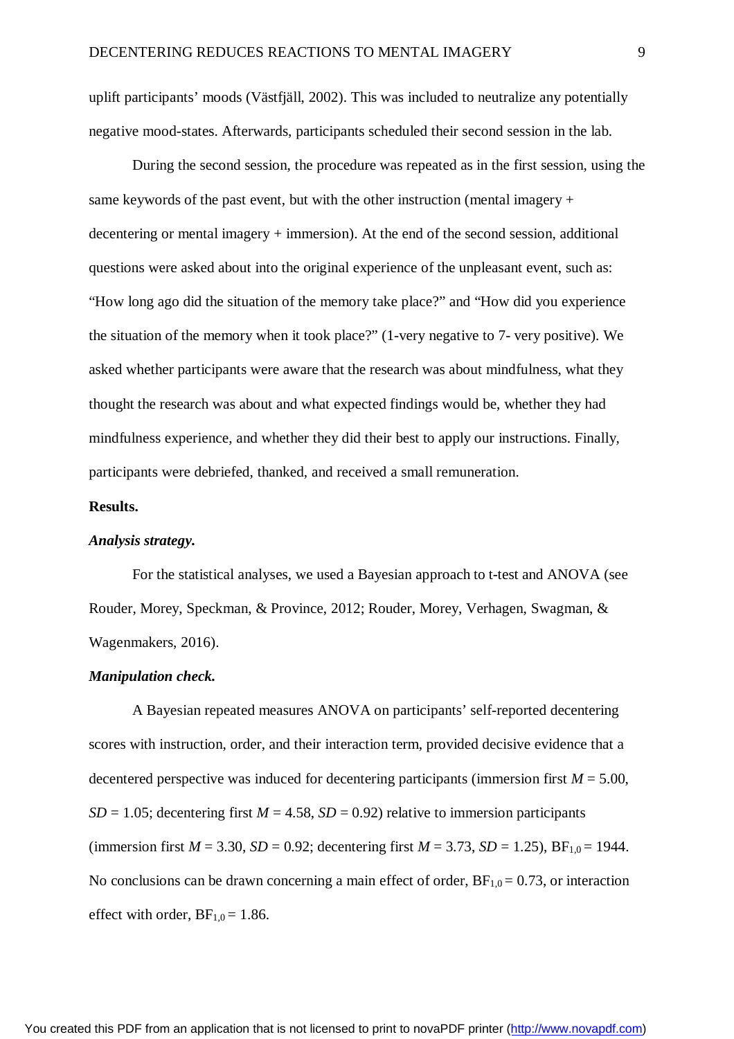uplift participants' moods (Västfjäll, 2002). This was included to neutralize any potentially negative mood-states. Afterwards, participants scheduled their second session in the lab.

During the second session, the procedure was repeated as in the first session, using the same keywords of the past event, but with the other instruction (mental imagery + decentering or mental imagery + immersion). At the end of the second session, additional questions were asked about into the original experience of the unpleasant event, such as: "How long ago did the situation of the memory take place?" and "How did you experience the situation of the memory when it took place?" (1-very negative to 7- very positive). We asked whether participants were aware that the research was about mindfulness, what they thought the research was about and what expected findings would be, whether they had mindfulness experience, and whether they did their best to apply our instructions. Finally, participants were debriefed, thanked, and received a small remuneration.

**Results.**

***Analysis strategy.***

For the statistical analyses, we used a Bayesian approach to t-test and ANOVA (see Rouder, Morey, Speckman, & Province, 2012; Rouder, Morey, Verhagen, Swagman, & Wagenmakers, 2016).

***Manipulation check.***

A Bayesian repeated measures ANOVA on participants' self-reported decentering scores with instruction, order, and their interaction term, provided decisive evidence that a decentered perspective was induced for decentering participants (immersion first $M = 5.00$, $SD = 1.05$; decentering first $M = 4.58$, $SD = 0.92$) relative to immersion participants (immersion first $M = 3.30$, $SD = 0.92$; decentering first $M = 3.73$, $SD = 1.25$), $BF_{1,0} = 1944$. No conclusions can be drawn concerning a main effect of order, $BF_{1,0} = 0.73$, or interaction effect with order, $BF_{1,0} = 1.86$.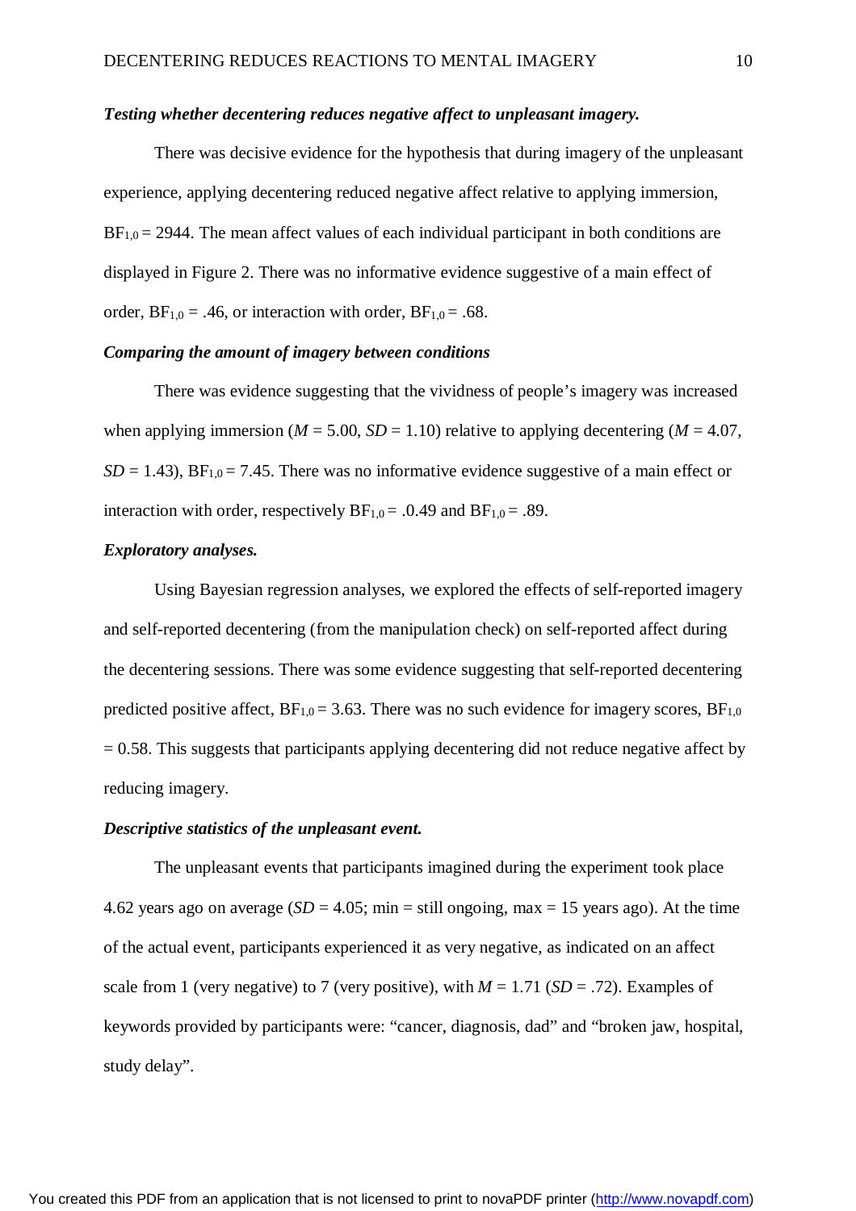***Testing whether decentering reduces negative affect to unpleasant imagery.***

There was decisive evidence for the hypothesis that during imagery of the unpleasant experience, applying decentering reduced negative affect relative to applying immersion, $BF_{1,0}$ = 2944. The mean affect values of each individual participant in both conditions are displayed in Figure 2. There was no informative evidence suggestive of a main effect of order, $BF_{1,0}$ = .46, or interaction with order, $BF_{1,0}$ = .68.

***Comparing the amount of imagery between conditions***

There was evidence suggesting that the vividness of people's imagery was increased when applying immersion ($M$ = 5.00, $SD$ = 1.10) relative to applying decentering ($M$ = 4.07, $SD$ = 1.43), $BF_{1,0}$ = 7.45. There was no informative evidence suggestive of a main effect or interaction with order, respectively $BF_{1,0}$ = .0.49 and $BF_{1,0}$ = .89.

***Exploratory analyses.***

Using Bayesian regression analyses, we explored the effects of self-reported imagery and self-reported decentering (from the manipulation check) on self-reported affect during the decentering sessions. There was some evidence suggesting that self-reported decentering predicted positive affect, $BF_{1,0}$ = 3.63. There was no such evidence for imagery scores, $BF_{1,0}$ = 0.58. This suggests that participants applying decentering did not reduce negative affect by reducing imagery.

***Descriptive statistics of the unpleasant event.***

The unpleasant events that participants imagined during the experiment took place 4.62 years ago on average ($SD$ = 4.05; min = still ongoing, max = 15 years ago). At the time of the actual event, participants experienced it as very negative, as indicated on an affect scale from 1 (very negative) to 7 (very positive), with $M$ = 1.71 ($SD$ = .72). Examples of keywords provided by participants were: "cancer, diagnosis, dad" and "broken jaw, hospital, study delay".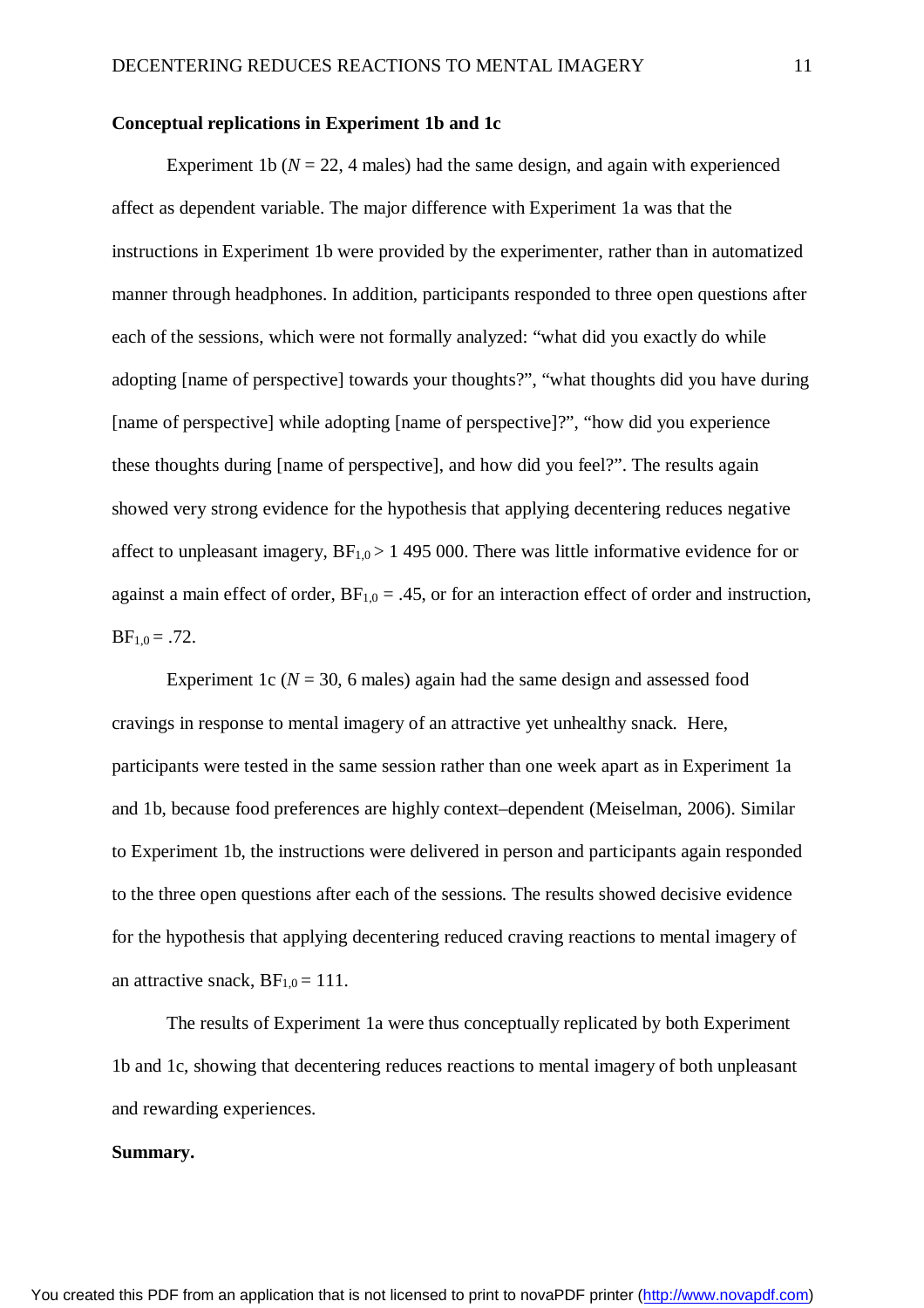**Conceptual replications in Experiment 1b and 1c**

Experiment 1b (*N* = 22, 4 males) had the same design, and again with experienced affect as dependent variable. The major difference with Experiment 1a was that the instructions in Experiment 1b were provided by the experimenter, rather than in automatized manner through headphones. In addition, participants responded to three open questions after each of the sessions, which were not formally analyzed: “what did you exactly do while adopting [name of perspective] towards your thoughts?”, “what thoughts did you have during [name of perspective] while adopting [name of perspective]?”, “how did you experience these thoughts during [name of perspective], and how did you feel?”. The results again showed very strong evidence for the hypothesis that applying decentering reduces negative affect to unpleasant imagery, $BF_{1,0} > 1\,495\,000$. There was little informative evidence for or against a main effect of order, $BF_{1,0} = .45$, or for an interaction effect of order and instruction, $BF_{1,0} = .72$.

Experiment 1c (*N* = 30, 6 males) again had the same design and assessed food cravings in response to mental imagery of an attractive yet unhealthy snack. Here, participants were tested in the same session rather than one week apart as in Experiment 1a and 1b, because food preferences are highly context–dependent (Meiselman, 2006). Similar to Experiment 1b, the instructions were delivered in person and participants again responded to the three open questions after each of the sessions. The results showed decisive evidence for the hypothesis that applying decentering reduced craving reactions to mental imagery of an attractive snack, $BF_{1,0} = 111$.

The results of Experiment 1a were thus conceptually replicated by both Experiment 1b and 1c, showing that decentering reduces reactions to mental imagery of both unpleasant and rewarding experiences.

**Summary.**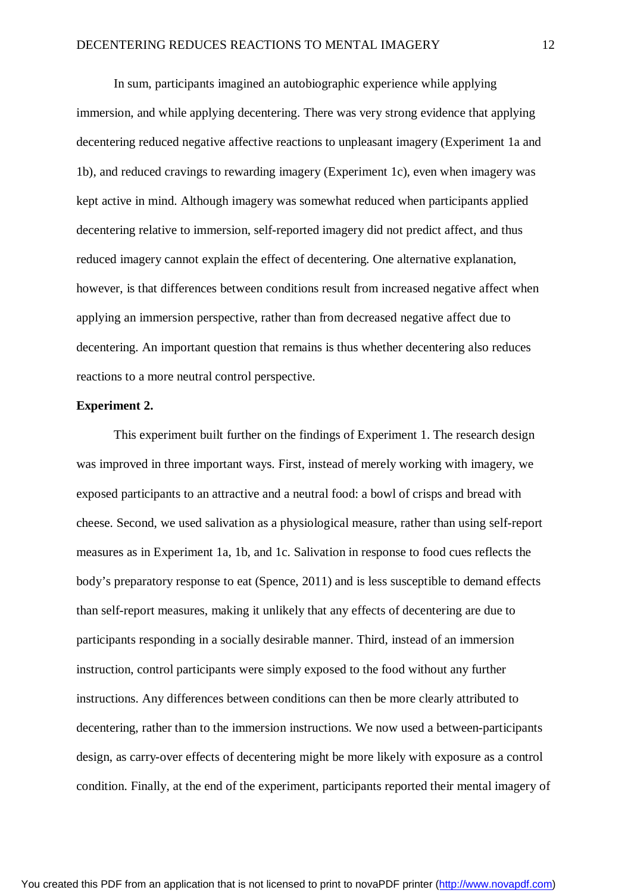In sum, participants imagined an autobiographic experience while applying immersion, and while applying decentering. There was very strong evidence that applying decentering reduced negative affective reactions to unpleasant imagery (Experiment 1a and 1b), and reduced cravings to rewarding imagery (Experiment 1c), even when imagery was kept active in mind. Although imagery was somewhat reduced when participants applied decentering relative to immersion, self-reported imagery did not predict affect, and thus reduced imagery cannot explain the effect of decentering. One alternative explanation, however, is that differences between conditions result from increased negative affect when applying an immersion perspective, rather than from decreased negative affect due to decentering. An important question that remains is thus whether decentering also reduces reactions to a more neutral control perspective.

**Experiment 2.**

This experiment built further on the findings of Experiment 1. The research design was improved in three important ways. First, instead of merely working with imagery, we exposed participants to an attractive and a neutral food: a bowl of crisps and bread with cheese. Second, we used salivation as a physiological measure, rather than using self-report measures as in Experiment 1a, 1b, and 1c. Salivation in response to food cues reflects the body's preparatory response to eat (Spence, 2011) and is less susceptible to demand effects than self-report measures, making it unlikely that any effects of decentering are due to participants responding in a socially desirable manner. Third, instead of an immersion instruction, control participants were simply exposed to the food without any further instructions. Any differences between conditions can then be more clearly attributed to decentering, rather than to the immersion instructions. We now used a between-participants design, as carry-over effects of decentering might be more likely with exposure as a control condition. Finally, at the end of the experiment, participants reported their mental imagery of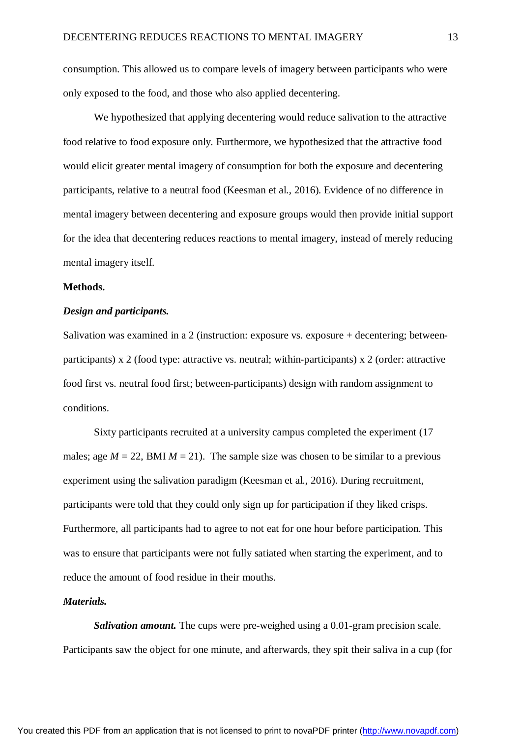consumption. This allowed us to compare levels of imagery between participants who were only exposed to the food, and those who also applied decentering.

We hypothesized that applying decentering would reduce salivation to the attractive food relative to food exposure only. Furthermore, we hypothesized that the attractive food would elicit greater mental imagery of consumption for both the exposure and decentering participants, relative to a neutral food (Keesman et al., 2016). Evidence of no difference in mental imagery between decentering and exposure groups would then provide initial support for the idea that decentering reduces reactions to mental imagery, instead of merely reducing mental imagery itself.

**Methods.**

***Design and participants.***

Salivation was examined in a 2 (instruction: exposure vs. exposure + decentering; between-participants) x 2 (food type: attractive vs. neutral; within-participants) x 2 (order: attractive food first vs. neutral food first; between-participants) design with random assignment to conditions.

Sixty participants recruited at a university campus completed the experiment (17 males; age $M$ = 22, BMI $M$ = 21). The sample size was chosen to be similar to a previous experiment using the salivation paradigm (Keesman et al., 2016). During recruitment, participants were told that they could only sign up for participation if they liked crisps. Furthermore, all participants had to agree to not eat for one hour before participation. This was to ensure that participants were not fully satiated when starting the experiment, and to reduce the amount of food residue in their mouths.

***Materials.***

***Salivation amount.*** The cups were pre-weighed using a 0.01-gram precision scale. Participants saw the object for one minute, and afterwards, they spit their saliva in a cup (for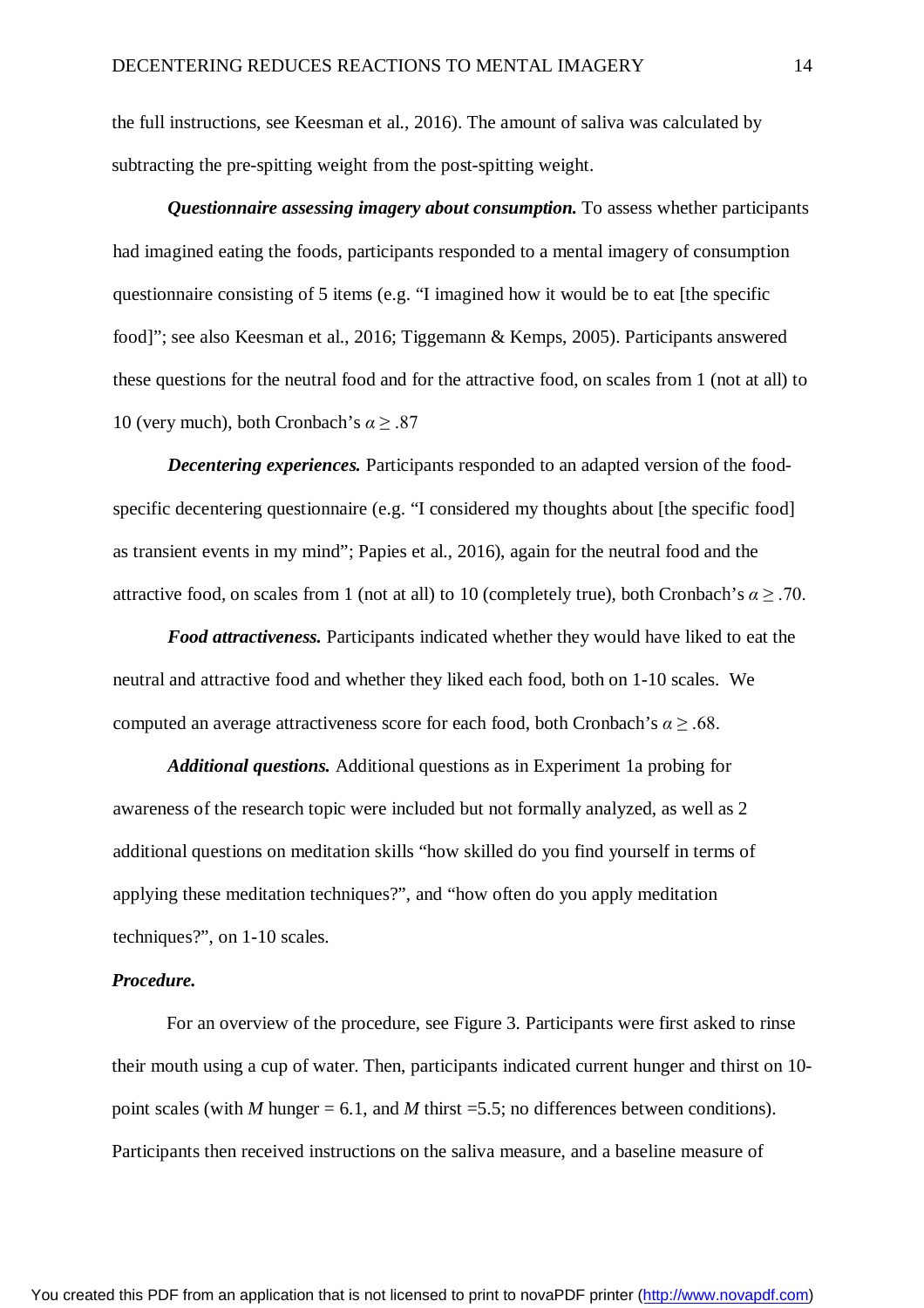the full instructions, see Keesman et al., 2016). The amount of saliva was calculated by subtracting the pre-spitting weight from the post-spitting weight.

***Questionnaire assessing imagery about consumption.*** To assess whether participants had imagined eating the foods, participants responded to a mental imagery of consumption questionnaire consisting of 5 items (e.g. "I imagined how it would be to eat [the specific food]"; see also Keesman et al., 2016; Tiggemann & Kemps, 2005). Participants answered these questions for the neutral food and for the attractive food, on scales from 1 (not at all) to 10 (very much), both Cronbach's $\alpha \geq .87$

***Decentering experiences.*** Participants responded to an adapted version of the food-specific decentering questionnaire (e.g. "I considered my thoughts about [the specific food] as transient events in my mind"; Papies et al., 2016), again for the neutral food and the attractive food, on scales from 1 (not at all) to 10 (completely true), both Cronbach's $\alpha \geq .70$.

***Food attractiveness.*** Participants indicated whether they would have liked to eat the neutral and attractive food and whether they liked each food, both on 1-10 scales. We computed an average attractiveness score for each food, both Cronbach's $\alpha \geq .68$.

***Additional questions.*** Additional questions as in Experiment 1a probing for awareness of the research topic were included but not formally analyzed, as well as 2 additional questions on meditation skills "how skilled do you find yourself in terms of applying these meditation techniques?", and "how often do you apply meditation techniques?", on 1-10 scales.

***Procedure.***

For an overview of the procedure, see Figure 3. Participants were first asked to rinse their mouth using a cup of water. Then, participants indicated current hunger and thirst on 10-point scales (with $M$ hunger = 6.1, and $M$ thirst =5.5; no differences between conditions). Participants then received instructions on the saliva measure, and a baseline measure of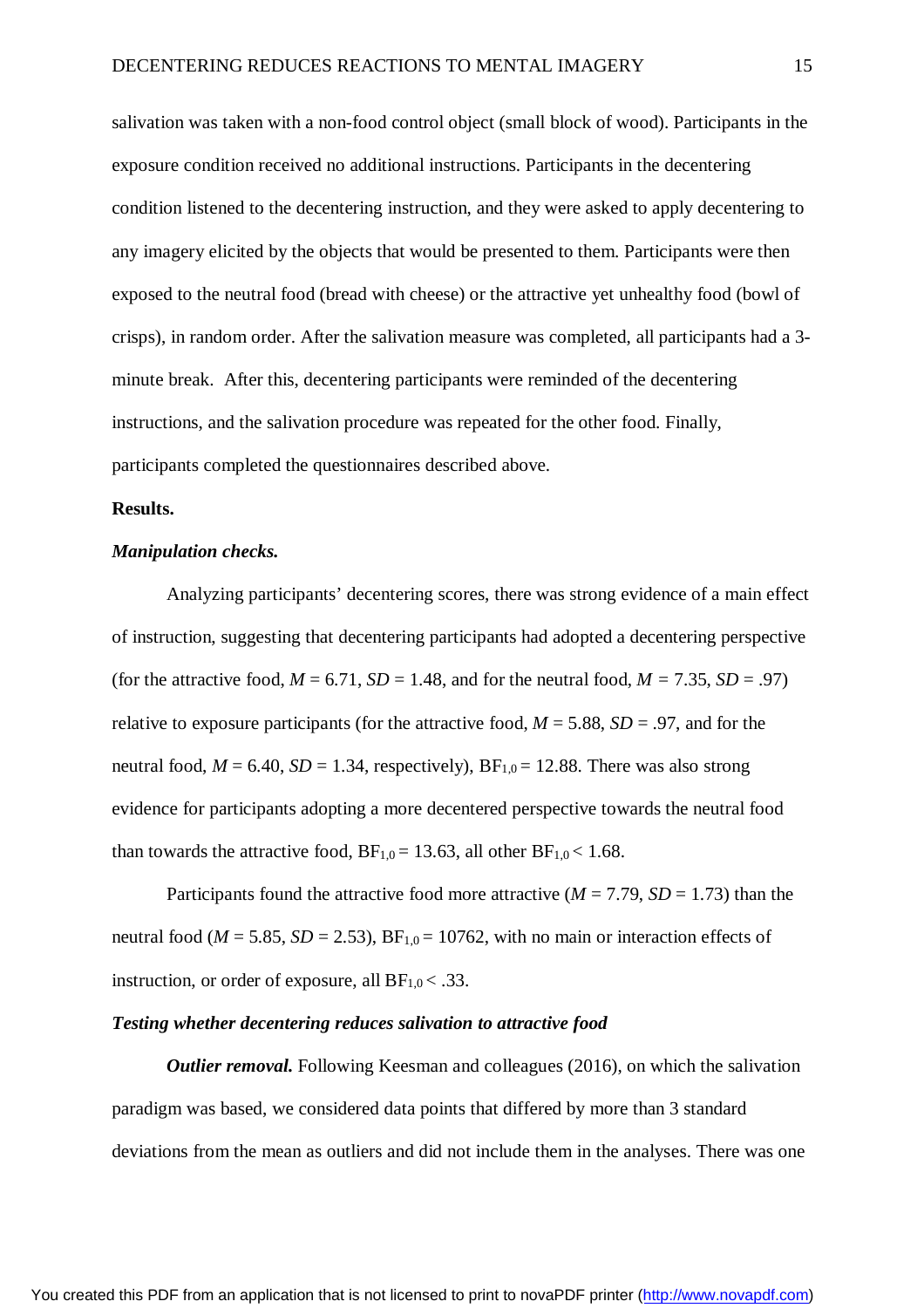salivation was taken with a non-food control object (small block of wood). Participants in the exposure condition received no additional instructions. Participants in the decentering condition listened to the decentering instruction, and they were asked to apply decentering to any imagery elicited by the objects that would be presented to them. Participants were then exposed to the neutral food (bread with cheese) or the attractive yet unhealthy food (bowl of crisps), in random order. After the salivation measure was completed, all participants had a 3-minute break. After this, decentering participants were reminded of the decentering instructions, and the salivation procedure was repeated for the other food. Finally, participants completed the questionnaires described above.

**Results.**

***Manipulation checks.***

Analyzing participants' decentering scores, there was strong evidence of a main effect of instruction, suggesting that decentering participants had adopted a decentering perspective (for the attractive food, $M = 6.71$, $SD = 1.48$, and for the neutral food, $M = 7.35$, $SD = .97$) relative to exposure participants (for the attractive food, $M = 5.88$, $SD = .97$, and for the neutral food, $M = 6.40$, $SD = 1.34$, respectively), $BF_{1,0} = 12.88$. There was also strong evidence for participants adopting a more decentered perspective towards the neutral food than towards the attractive food, $BF_{1,0} = 13.63$, all other $BF_{1,0} < 1.68$.

Participants found the attractive food more attractive ($M = 7.79$, $SD = 1.73$) than the neutral food ($M = 5.85$, $SD = 2.53$), $BF_{1,0} = 10762$, with no main or interaction effects of instruction, or order of exposure, all $BF_{1,0} < .33$.

***Testing whether decentering reduces salivation to attractive food***

***Outlier removal.*** Following Keesman and colleagues (2016), on which the salivation paradigm was based, we considered data points that differed by more than 3 standard deviations from the mean as outliers and did not include them in the analyses. There was one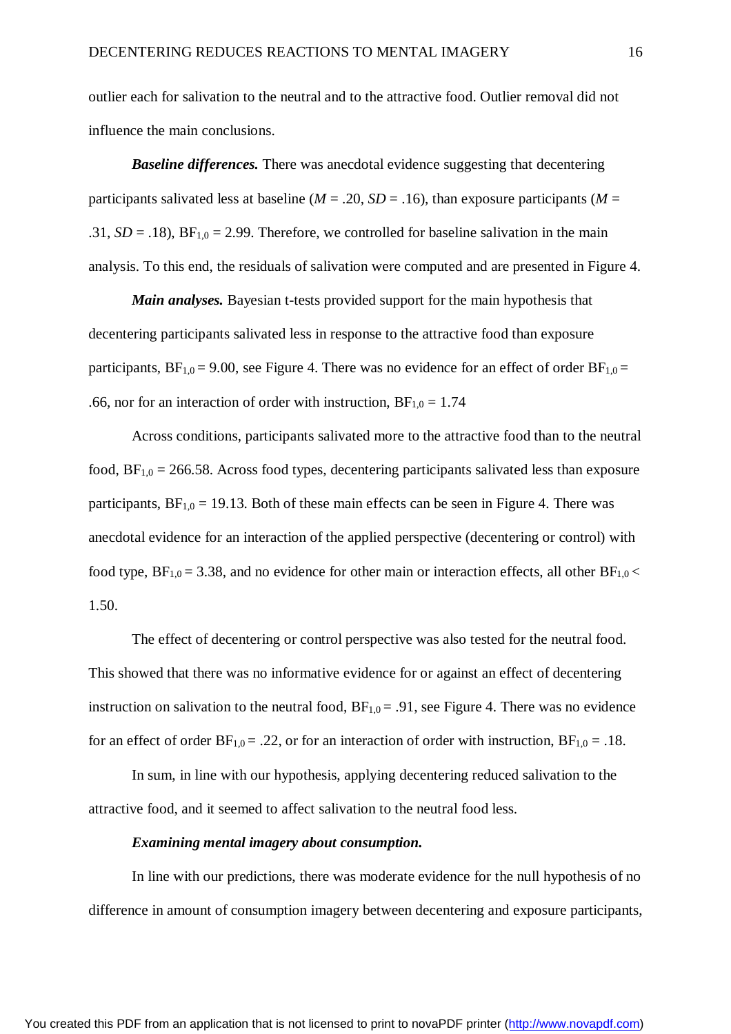outlier each for salivation to the neutral and to the attractive food. Outlier removal did not influence the main conclusions.

***Baseline differences.*** There was anecdotal evidence suggesting that decentering participants salivated less at baseline (*M* = .20, *SD* = .16), than exposure participants (*M* = .31, *SD* = .18), $BF_{1,0}$ = 2.99. Therefore, we controlled for baseline salivation in the main analysis. To this end, the residuals of salivation were computed and are presented in Figure 4.

***Main analyses.*** Bayesian t-tests provided support for the main hypothesis that decentering participants salivated less in response to the attractive food than exposure participants, $BF_{1,0}$ = 9.00, see Figure 4. There was no evidence for an effect of order $BF_{1,0}$ = .66, nor for an interaction of order with instruction, $BF_{1,0}$ = 1.74

Across conditions, participants salivated more to the attractive food than to the neutral food, $BF_{1,0}$ = 266.58. Across food types, decentering participants salivated less than exposure participants, $BF_{1,0}$ = 19.13. Both of these main effects can be seen in Figure 4. There was anecdotal evidence for an interaction of the applied perspective (decentering or control) with food type, $BF_{1,0}$ = 3.38, and no evidence for other main or interaction effects, all other $BF_{1,0} <$ 1.50.

The effect of decentering or control perspective was also tested for the neutral food. This showed that there was no informative evidence for or against an effect of decentering instruction on salivation to the neutral food, $BF_{1,0}$ = .91, see Figure 4. There was no evidence for an effect of order $BF_{1,0}$ = .22, or for an interaction of order with instruction, $BF_{1,0}$ = .18.

In sum, in line with our hypothesis, applying decentering reduced salivation to the attractive food, and it seemed to affect salivation to the neutral food less.

***Examining mental imagery about consumption.***

In line with our predictions, there was moderate evidence for the null hypothesis of no difference in amount of consumption imagery between decentering and exposure participants,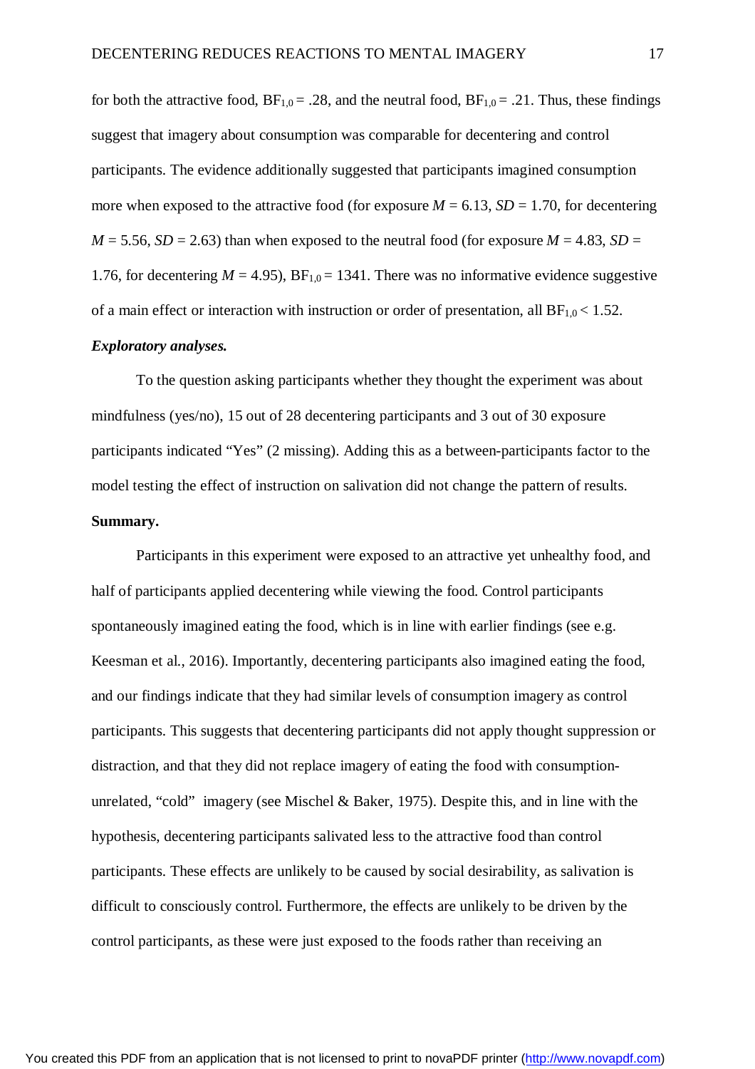for both the attractive food, $BF_{1,0}$ = .28, and the neutral food, $BF_{1,0}$ = .21. Thus, these findings suggest that imagery about consumption was comparable for decentering and control participants. The evidence additionally suggested that participants imagined consumption more when exposed to the attractive food (for exposure $M$ = 6.13, $SD$ = 1.70, for decentering $M$ = 5.56, $SD$ = 2.63) than when exposed to the neutral food (for exposure $M$ = 4.83, $SD$ = 1.76, for decentering $M$ = 4.95), $BF_{1,0}$ = 1341. There was no informative evidence suggestive of a main effect or interaction with instruction or order of presentation, all $BF_{1,0}$ < 1.52.

***Exploratory analyses.***

To the question asking participants whether they thought the experiment was about mindfulness (yes/no), 15 out of 28 decentering participants and 3 out of 30 exposure participants indicated "Yes" (2 missing). Adding this as a between-participants factor to the model testing the effect of instruction on salivation did not change the pattern of results.

**Summary.**

Participants in this experiment were exposed to an attractive yet unhealthy food, and half of participants applied decentering while viewing the food. Control participants spontaneously imagined eating the food, which is in line with earlier findings (see e.g. Keesman et al., 2016). Importantly, decentering participants also imagined eating the food, and our findings indicate that they had similar levels of consumption imagery as control participants. This suggests that decentering participants did not apply thought suppression or distraction, and that they did not replace imagery of eating the food with consumption-unrelated, "cold" imagery (see Mischel & Baker, 1975). Despite this, and in line with the hypothesis, decentering participants salivated less to the attractive food than control participants. These effects are unlikely to be caused by social desirability, as salivation is difficult to consciously control. Furthermore, the effects are unlikely to be driven by the control participants, as these were just exposed to the foods rather than receiving an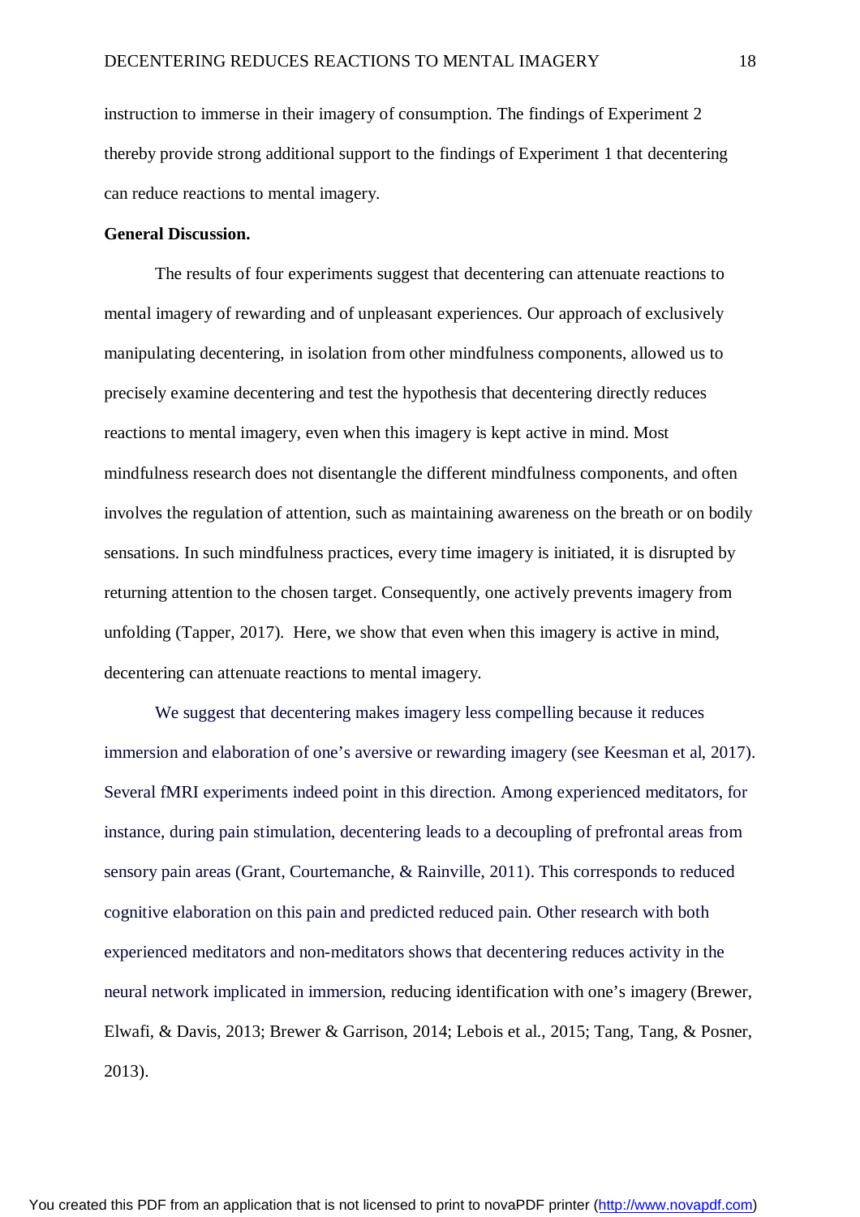instruction to immerse in their imagery of consumption. The findings of Experiment 2 thereby provide strong additional support to the findings of Experiment 1 that decentering can reduce reactions to mental imagery.

**General Discussion.**

The results of four experiments suggest that decentering can attenuate reactions to mental imagery of rewarding and of unpleasant experiences. Our approach of exclusively manipulating decentering, in isolation from other mindfulness components, allowed us to precisely examine decentering and test the hypothesis that decentering directly reduces reactions to mental imagery, even when this imagery is kept active in mind. Most mindfulness research does not disentangle the different mindfulness components, and often involves the regulation of attention, such as maintaining awareness on the breath or on bodily sensations. In such mindfulness practices, every time imagery is initiated, it is disrupted by returning attention to the chosen target. Consequently, one actively prevents imagery from unfolding (Tapper, 2017). Here, we show that even when this imagery is active in mind, decentering can attenuate reactions to mental imagery.

We suggest that decentering makes imagery less compelling because it reduces immersion and elaboration of one's aversive or rewarding imagery (see Keesman et al, 2017). Several fMRI experiments indeed point in this direction. Among experienced meditators, for instance, during pain stimulation, decentering leads to a decoupling of prefrontal areas from sensory pain areas (Grant, Courtemanche, & Rainville, 2011). This corresponds to reduced cognitive elaboration on this pain and predicted reduced pain. Other research with both experienced meditators and non-meditators shows that decentering reduces activity in the neural network implicated in immersion, reducing identification with one's imagery (Brewer, Elwafi, & Davis, 2013; Brewer & Garrison, 2014; Lebois et al., 2015; Tang, Tang, & Posner, 2013).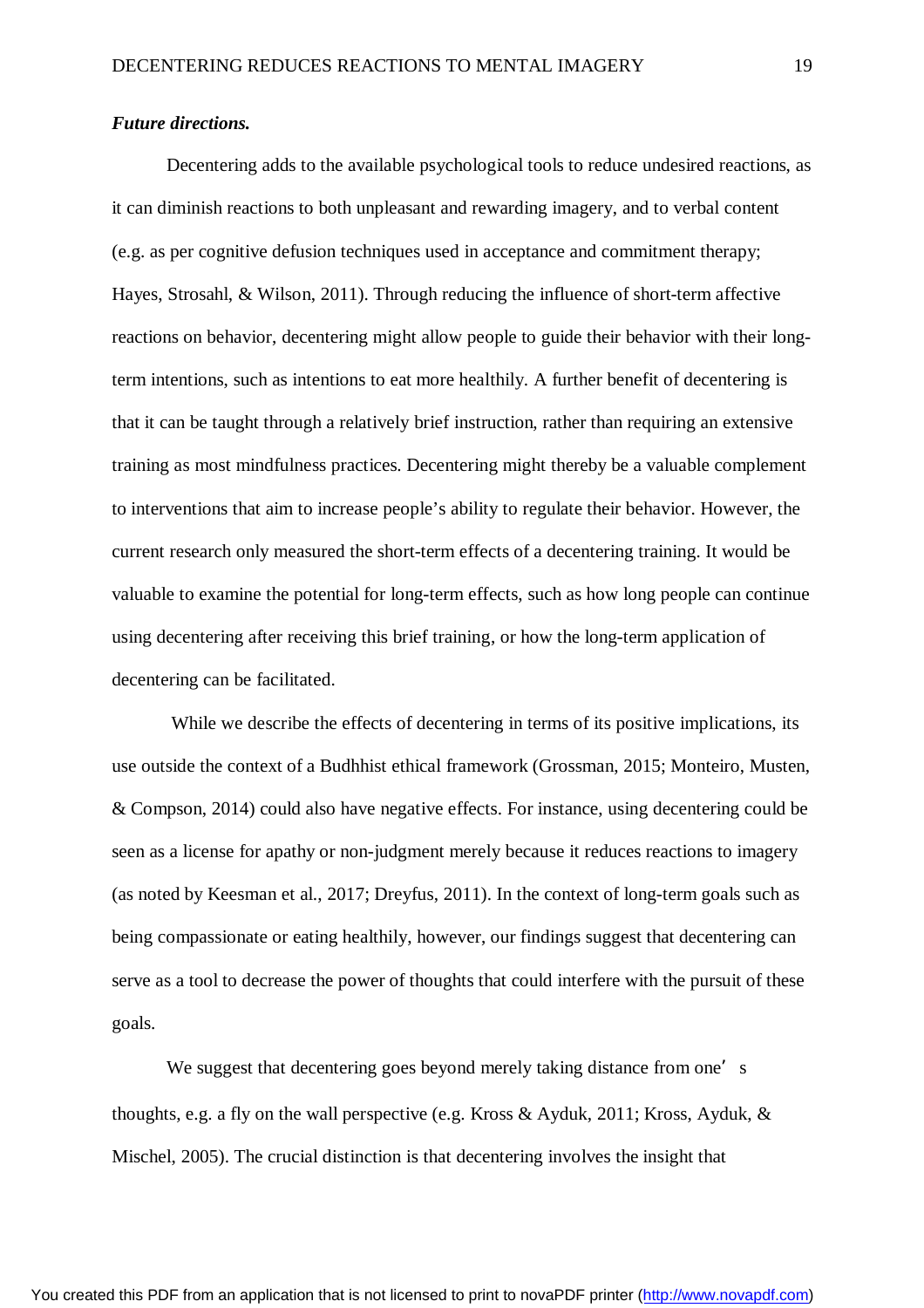***Future directions.***

Decentering adds to the available psychological tools to reduce undesired reactions, as it can diminish reactions to both unpleasant and rewarding imagery, and to verbal content (e.g. as per cognitive defusion techniques used in acceptance and commitment therapy; Hayes, Strosahl, & Wilson, 2011). Through reducing the influence of short-term affective reactions on behavior, decentering might allow people to guide their behavior with their long-term intentions, such as intentions to eat more healthily. A further benefit of decentering is that it can be taught through a relatively brief instruction, rather than requiring an extensive training as most mindfulness practices. Decentering might thereby be a valuable complement to interventions that aim to increase people's ability to regulate their behavior. However, the current research only measured the short-term effects of a decentering training. It would be valuable to examine the potential for long-term effects, such as how long people can continue using decentering after receiving this brief training, or how the long-term application of decentering can be facilitated.

While we describe the effects of decentering in terms of its positive implications, its use outside the context of a Budhhist ethical framework (Grossman, 2015; Monteiro, Musten, & Compson, 2014) could also have negative effects. For instance, using decentering could be seen as a license for apathy or non-judgment merely because it reduces reactions to imagery (as noted by Keesman et al., 2017; Dreyfus, 2011). In the context of long-term goals such as being compassionate or eating healthily, however, our findings suggest that decentering can serve as a tool to decrease the power of thoughts that could interfere with the pursuit of these goals.

We suggest that decentering goes beyond merely taking distance from one's thoughts, e.g. a fly on the wall perspective (e.g. Kross & Ayduk, 2011; Kross, Ayduk, & Mischel, 2005). The crucial distinction is that decentering involves the insight that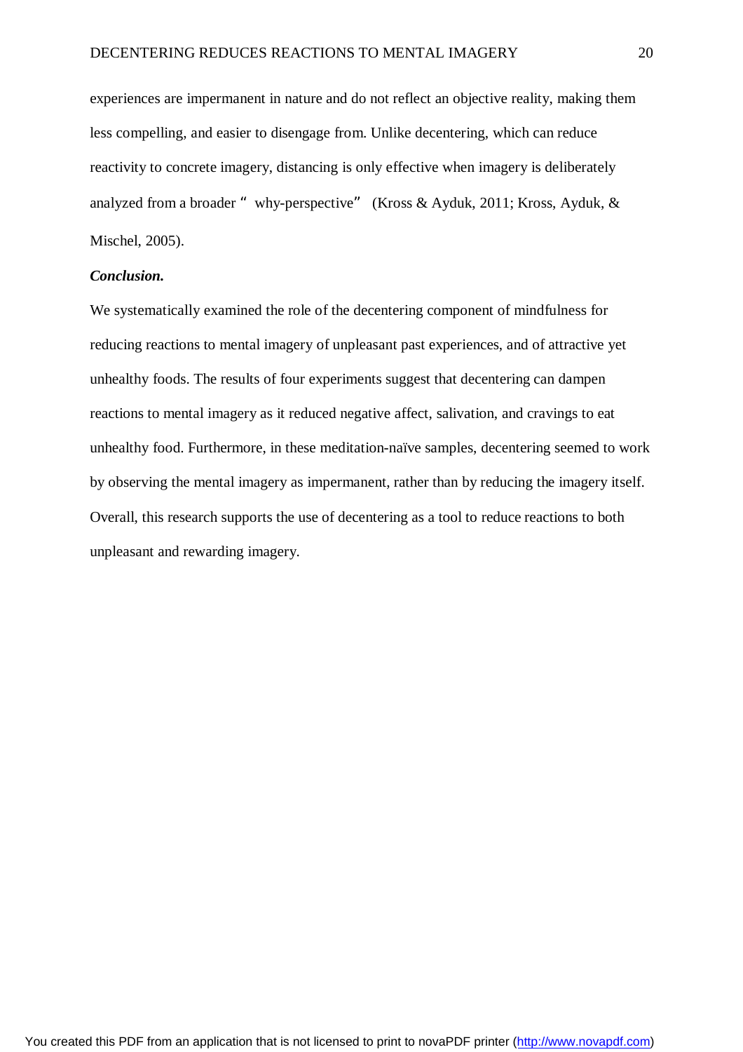experiences are impermanent in nature and do not reflect an objective reality, making them less compelling, and easier to disengage from. Unlike decentering, which can reduce reactivity to concrete imagery, distancing is only effective when imagery is deliberately analyzed from a broader "why-perspective" (Kross & Ayduk, 2011; Kross, Ayduk, & Mischel, 2005).

***Conclusion.***

We systematically examined the role of the decentering component of mindfulness for reducing reactions to mental imagery of unpleasant past experiences, and of attractive yet unhealthy foods. The results of four experiments suggest that decentering can dampen reactions to mental imagery as it reduced negative affect, salivation, and cravings to eat unhealthy food. Furthermore, in these meditation-naïve samples, decentering seemed to work by observing the mental imagery as impermanent, rather than by reducing the imagery itself. Overall, this research supports the use of decentering as a tool to reduce reactions to both unpleasant and rewarding imagery.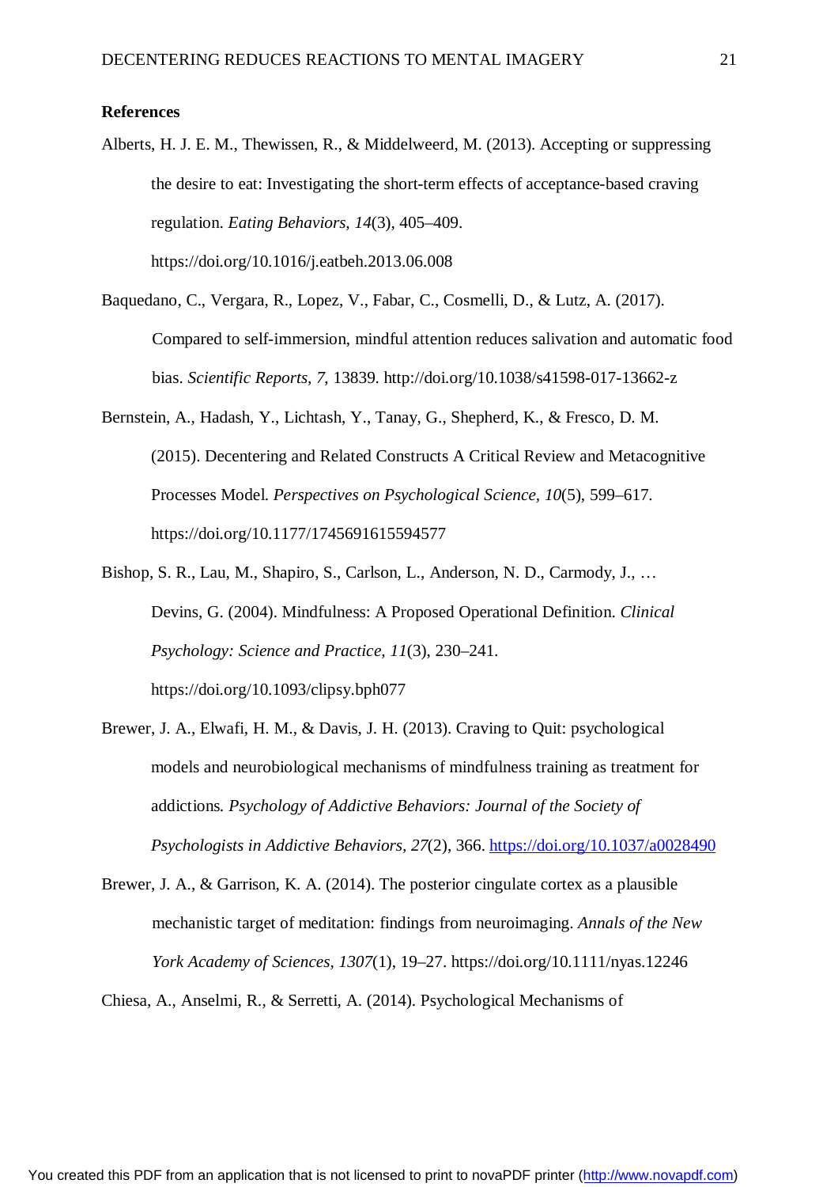**References**

Alberts, H. J. E. M., Thewissen, R., & Middelweerd, M. (2013). Accepting or suppressing the desire to eat: Investigating the short-term effects of acceptance-based craving regulation. *Eating Behaviors, 14*(3), 405–409. https://doi.org/10.1016/j.eatbeh.2013.06.008

Baquedano, C., Vergara, R., Lopez, V., Fabar, C., Cosmelli, D., & Lutz, A. (2017). Compared to self-immersion, mindful attention reduces salivation and automatic food bias. *Scientific Reports, 7,* 13839. http://doi.org/10.1038/s41598-017-13662-z

Bernstein, A., Hadash, Y., Lichtash, Y., Tanay, G., Shepherd, K., & Fresco, D. M. (2015). Decentering and Related Constructs A Critical Review and Metacognitive Processes Model. *Perspectives on Psychological Science, 10*(5), 599–617. https://doi.org/10.1177/1745691615594577

Bishop, S. R., Lau, M., Shapiro, S., Carlson, L., Anderson, N. D., Carmody, J., … Devins, G. (2004). Mindfulness: A Proposed Operational Definition. *Clinical Psychology: Science and Practice, 11*(3), 230–241. https://doi.org/10.1093/clipsy.bph077

Brewer, J. A., Elwafi, H. M., & Davis, J. H. (2013). Craving to Quit: psychological models and neurobiological mechanisms of mindfulness training as treatment for addictions. *Psychology of Addictive Behaviors: Journal of the Society of Psychologists in Addictive Behaviors, 27*(2), 366. https://doi.org/10.1037/a0028490

Brewer, J. A., & Garrison, K. A. (2014). The posterior cingulate cortex as a plausible mechanistic target of meditation: findings from neuroimaging. *Annals of the New York Academy of Sciences, 1307*(1), 19–27. https://doi.org/10.1111/nyas.12246

Chiesa, A., Anselmi, R., & Serretti, A. (2014). Psychological Mechanisms of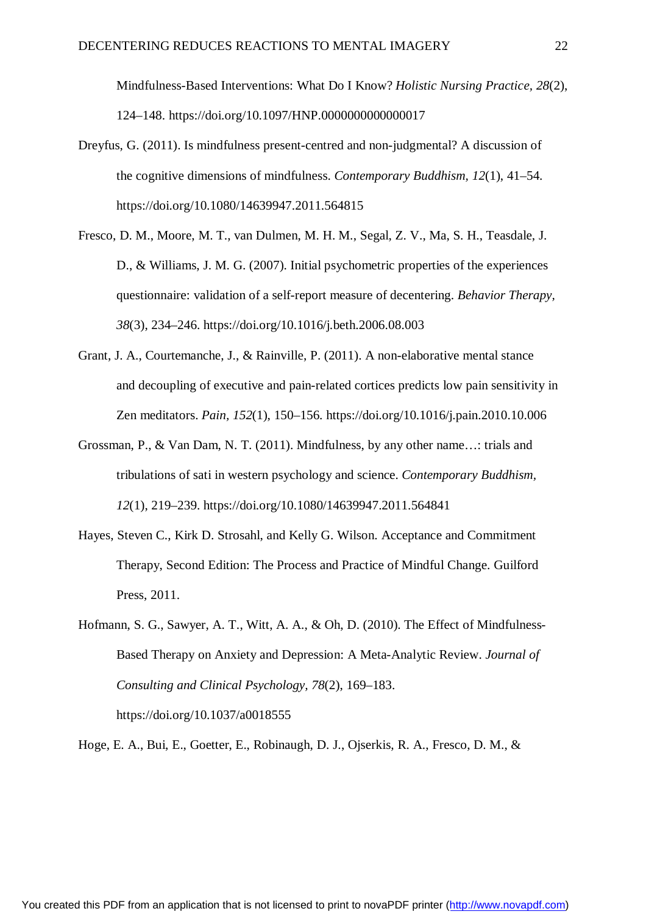Mindfulness-Based Interventions: What Do I Know? *Holistic Nursing Practice, 28*(2), 124–148. https://doi.org/10.1097/HNP.0000000000000017

Dreyfus, G. (2011). Is mindfulness present-centred and non-judgmental? A discussion of the cognitive dimensions of mindfulness. *Contemporary Buddhism, 12*(1), 41–54. https://doi.org/10.1080/14639947.2011.564815

Fresco, D. M., Moore, M. T., van Dulmen, M. H. M., Segal, Z. V., Ma, S. H., Teasdale, J. D., & Williams, J. M. G. (2007). Initial psychometric properties of the experiences questionnaire: validation of a self-report measure of decentering. *Behavior Therapy, 38*(3), 234–246. https://doi.org/10.1016/j.beth.2006.08.003

Grant, J. A., Courtemanche, J., & Rainville, P. (2011). A non-elaborative mental stance and decoupling of executive and pain-related cortices predicts low pain sensitivity in Zen meditators. *Pain, 152*(1), 150–156. https://doi.org/10.1016/j.pain.2010.10.006

Grossman, P., & Van Dam, N. T. (2011). Mindfulness, by any other name…: trials and tribulations of sati in western psychology and science. *Contemporary Buddhism, 12*(1), 219–239. https://doi.org/10.1080/14639947.2011.564841

Hayes, Steven C., Kirk D. Strosahl, and Kelly G. Wilson. Acceptance and Commitment Therapy, Second Edition: The Process and Practice of Mindful Change. Guilford Press, 2011.

Hofmann, S. G., Sawyer, A. T., Witt, A. A., & Oh, D. (2010). The Effect of Mindfulness-Based Therapy on Anxiety and Depression: A Meta-Analytic Review. *Journal of Consulting and Clinical Psychology, 78*(2), 169–183. https://doi.org/10.1037/a0018555

Hoge, E. A., Bui, E., Goetter, E., Robinaugh, D. J., Ojserkis, R. A., Fresco, D. M., &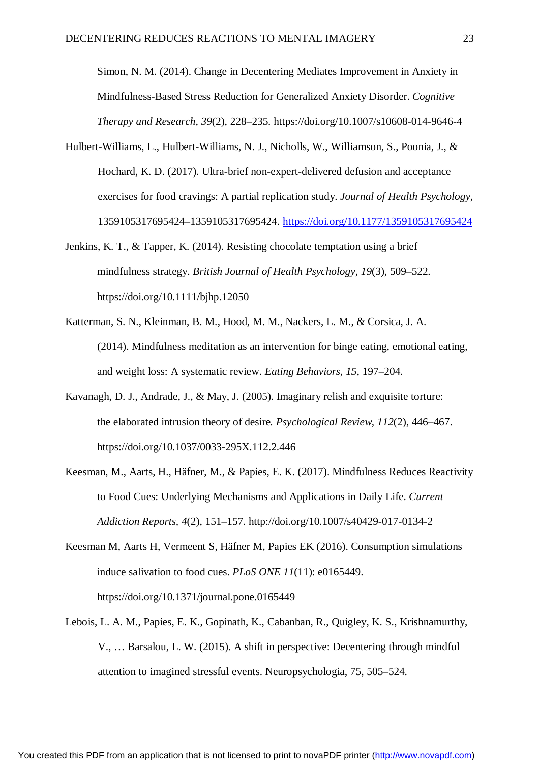Simon, N. M. (2014). Change in Decentering Mediates Improvement in Anxiety in Mindfulness-Based Stress Reduction for Generalized Anxiety Disorder. *Cognitive Therapy and Research*, *39*(2), 228–235. https://doi.org/10.1007/s10608-014-9646-4

Hulbert-Williams, L., Hulbert-Williams, N. J., Nicholls, W., Williamson, S., Poonia, J., & Hochard, K. D. (2017). Ultra-brief non-expert-delivered defusion and acceptance exercises for food cravings: A partial replication study. *Journal of Health Psychology*, 1359105317695424–1359105317695424. https://doi.org/10.1177/1359105317695424

Jenkins, K. T., & Tapper, K. (2014). Resisting chocolate temptation using a brief mindfulness strategy. *British Journal of Health Psychology*, *19*(3), 509–522. https://doi.org/10.1111/bjhp.12050

Katterman, S. N., Kleinman, B. M., Hood, M. M., Nackers, L. M., & Corsica, J. A. (2014). Mindfulness meditation as an intervention for binge eating, emotional eating, and weight loss: A systematic review. *Eating Behaviors*, *15*, 197–204.

Kavanagh, D. J., Andrade, J., & May, J. (2005). Imaginary relish and exquisite torture: the elaborated intrusion theory of desire. *Psychological Review*, *112*(2), 446–467. https://doi.org/10.1037/0033-295X.112.2.446

Keesman, M., Aarts, H., Häfner, M., & Papies, E. K. (2017). Mindfulness Reduces Reactivity to Food Cues: Underlying Mechanisms and Applications in Daily Life. *Current Addiction Reports*, *4*(2), 151–157. http://doi.org/10.1007/s40429-017-0134-2

Keesman M, Aarts H, Vermeent S, Häfner M, Papies EK (2016). Consumption simulations induce salivation to food cues. *PLoS ONE 11*(11): e0165449. https://doi.org/10.1371/journal.pone.0165449

Lebois, L. A. M., Papies, E. K., Gopinath, K., Cabanban, R., Quigley, K. S., Krishnamurthy, V., … Barsalou, L. W. (2015). A shift in perspective: Decentering through mindful attention to imagined stressful events. Neuropsychologia, 75, 505–524.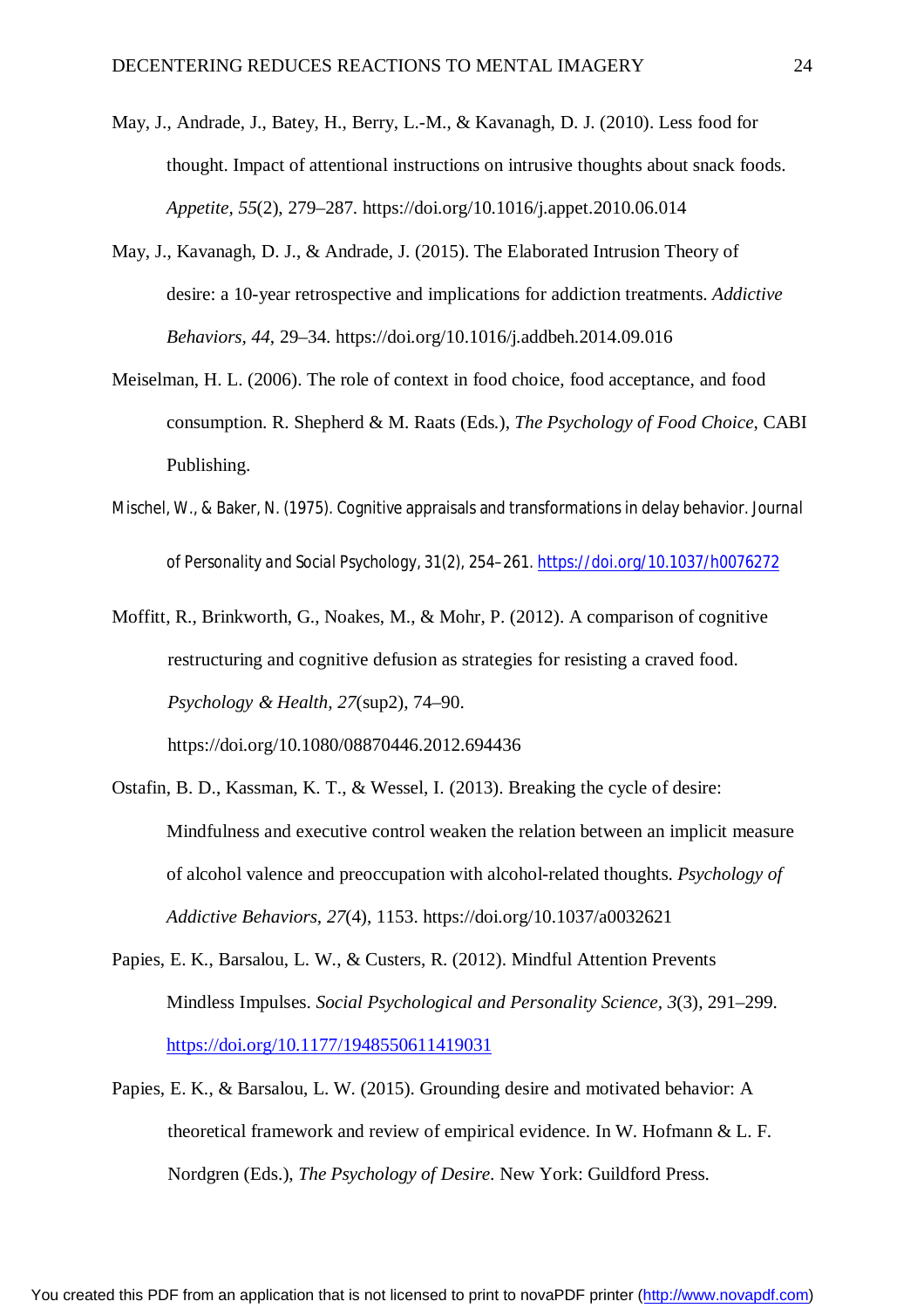May, J., Andrade, J., Batey, H., Berry, L.-M., & Kavanagh, D. J. (2010). Less food for thought. Impact of attentional instructions on intrusive thoughts about snack foods. *Appetite*, *55*(2), 279–287. https://doi.org/10.1016/j.appet.2010.06.014

May, J., Kavanagh, D. J., & Andrade, J. (2015). The Elaborated Intrusion Theory of desire: a 10-year retrospective and implications for addiction treatments. *Addictive Behaviors*, *44*, 29–34. https://doi.org/10.1016/j.addbeh.2014.09.016

Meiselman, H. L. (2006). The role of context in food choice, food acceptance, and food consumption. R. Shepherd & M. Raats (Eds.), *The Psychology of Food Choice*, CABI Publishing.

Mischel, W., & Baker, N. (1975). Cognitive appraisals and transformations in delay behavior. Journal of Personality and Social Psychology, 31(2), 254–261. https://doi.org/10.1037/h0076272

Moffitt, R., Brinkworth, G., Noakes, M., & Mohr, P. (2012). A comparison of cognitive restructuring and cognitive defusion as strategies for resisting a craved food. *Psychology & Health*, *27*(sup2), 74–90. https://doi.org/10.1080/08870446.2012.694436

Ostafin, B. D., Kassman, K. T., & Wessel, I. (2013). Breaking the cycle of desire: Mindfulness and executive control weaken the relation between an implicit measure of alcohol valence and preoccupation with alcohol-related thoughts. *Psychology of Addictive Behaviors*, *27*(4), 1153. https://doi.org/10.1037/a0032621

Papies, E. K., Barsalou, L. W., & Custers, R. (2012). Mindful Attention Prevents Mindless Impulses. *Social Psychological and Personality Science*, *3*(3), 291–299. https://doi.org/10.1177/1948550611419031

Papies, E. K., & Barsalou, L. W. (2015). Grounding desire and motivated behavior: A theoretical framework and review of empirical evidence. In W. Hofmann & L. F. Nordgren (Eds.), *The Psychology of Desire*. New York: Guildford Press.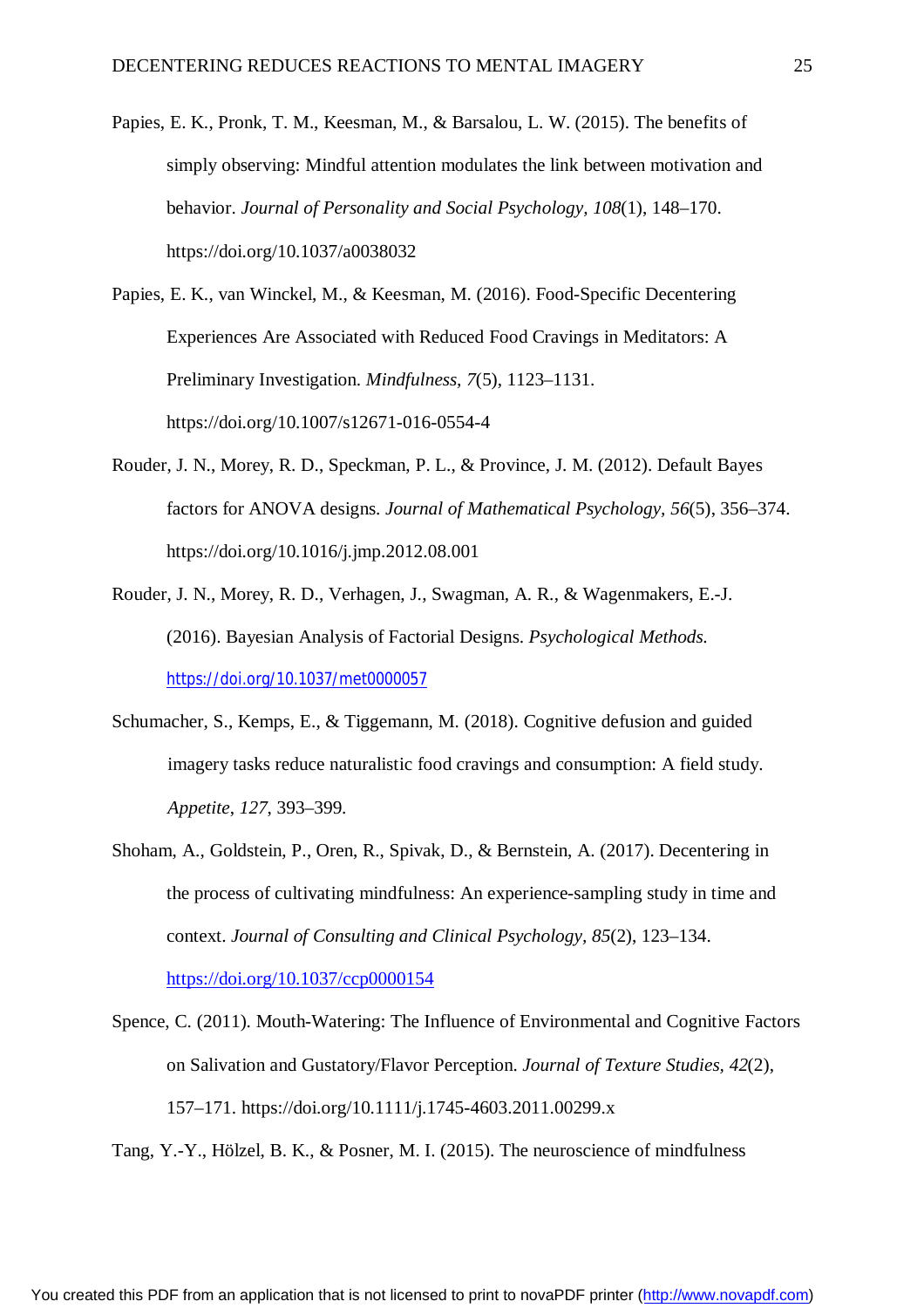Papies, E. K., Pronk, T. M., Keesman, M., & Barsalou, L. W. (2015). The benefits of simply observing: Mindful attention modulates the link between motivation and behavior. *Journal of Personality and Social Psychology*, *108*(1), 148–170. https://doi.org/10.1037/a0038032

Papies, E. K., van Winckel, M., & Keesman, M. (2016). Food-Specific Decentering Experiences Are Associated with Reduced Food Cravings in Meditators: A Preliminary Investigation. *Mindfulness*, *7*(5), 1123–1131. https://doi.org/10.1007/s12671-016-0554-4

Rouder, J. N., Morey, R. D., Speckman, P. L., & Province, J. M. (2012). Default Bayes factors for ANOVA designs. *Journal of Mathematical Psychology*, *56*(5), 356–374. https://doi.org/10.1016/j.jmp.2012.08.001

Rouder, J. N., Morey, R. D., Verhagen, J., Swagman, A. R., & Wagenmakers, E.-J. (2016). Bayesian Analysis of Factorial Designs. *Psychological Methods.* https://doi.org/10.1037/met0000057

Schumacher, S., Kemps, E., & Tiggemann, M. (2018). Cognitive defusion and guided imagery tasks reduce naturalistic food cravings and consumption: A field study. *Appetite*, *127*, 393–399.

Shoham, A., Goldstein, P., Oren, R., Spivak, D., & Bernstein, A. (2017). Decentering in the process of cultivating mindfulness: An experience-sampling study in time and context. *Journal of Consulting and Clinical Psychology*, *85*(2), 123–134. https://doi.org/10.1037/ccp0000154

Spence, C. (2011). Mouth-Watering: The Influence of Environmental and Cognitive Factors on Salivation and Gustatory/Flavor Perception. *Journal of Texture Studies*, *42*(2), 157–171. https://doi.org/10.1111/j.1745-4603.2011.00299.x

Tang, Y.-Y., Hölzel, B. K., & Posner, M. I. (2015). The neuroscience of mindfulness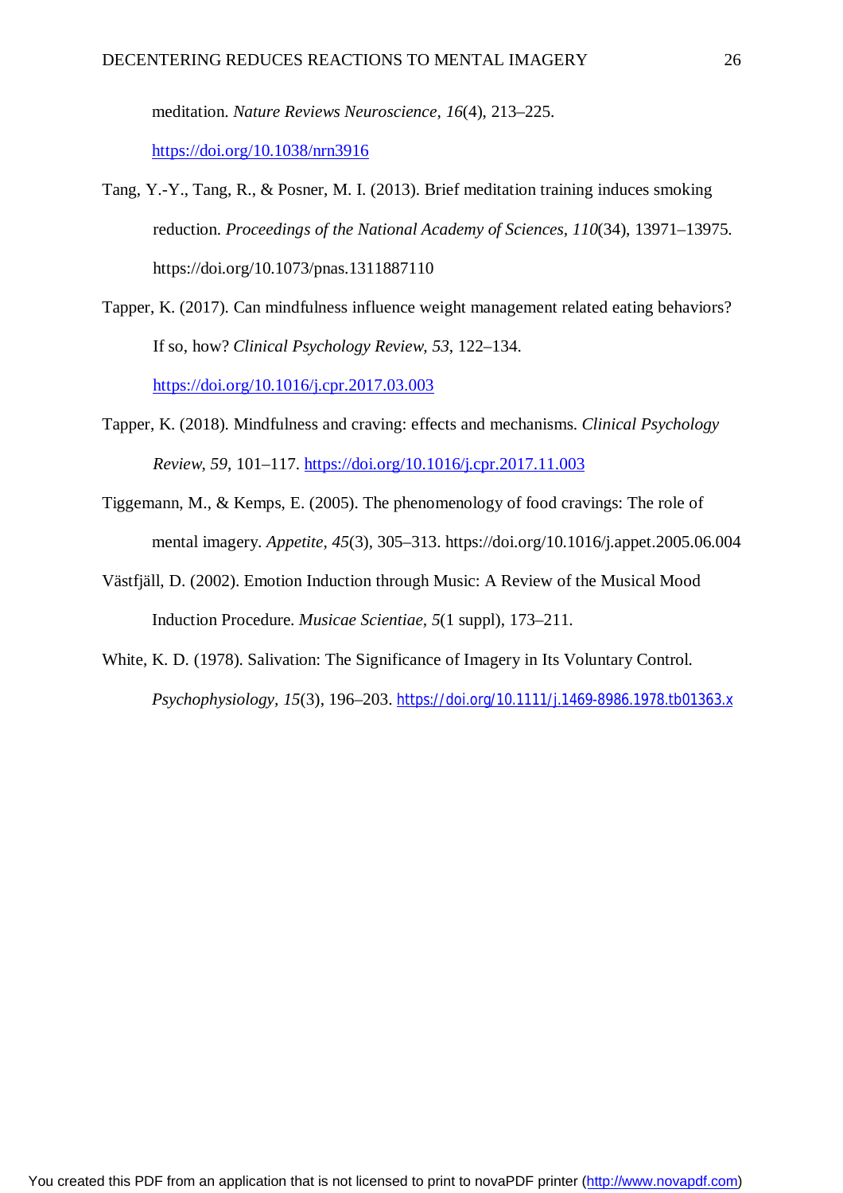meditation. *Nature Reviews Neuroscience, 16*(4), 213–225. https://doi.org/10.1038/nrn3916

Tang, Y.-Y., Tang, R., & Posner, M. I. (2013). Brief meditation training induces smoking reduction. *Proceedings of the National Academy of Sciences, 110*(34), 13971–13975. https://doi.org/10.1073/pnas.1311887110

Tapper, K. (2017). Can mindfulness influence weight management related eating behaviors? If so, how? *Clinical Psychology Review, 53*, 122–134. https://doi.org/10.1016/j.cpr.2017.03.003

Tapper, K. (2018). Mindfulness and craving: effects and mechanisms. *Clinical Psychology Review, 59*, 101–117. https://doi.org/10.1016/j.cpr.2017.11.003

Tiggemann, M., & Kemps, E. (2005). The phenomenology of food cravings: The role of mental imagery. *Appetite, 45*(3), 305–313. https://doi.org/10.1016/j.appet.2005.06.004

Västfjäll, D. (2002). Emotion Induction through Music: A Review of the Musical Mood Induction Procedure. *Musicae Scientiae, 5*(1 suppl), 173–211.

White, K. D. (1978). Salivation: The Significance of Imagery in Its Voluntary Control. *Psychophysiology, 15*(3), 196–203. https://doi.org/10.1111/j.1469-8986.1978.tb01363.x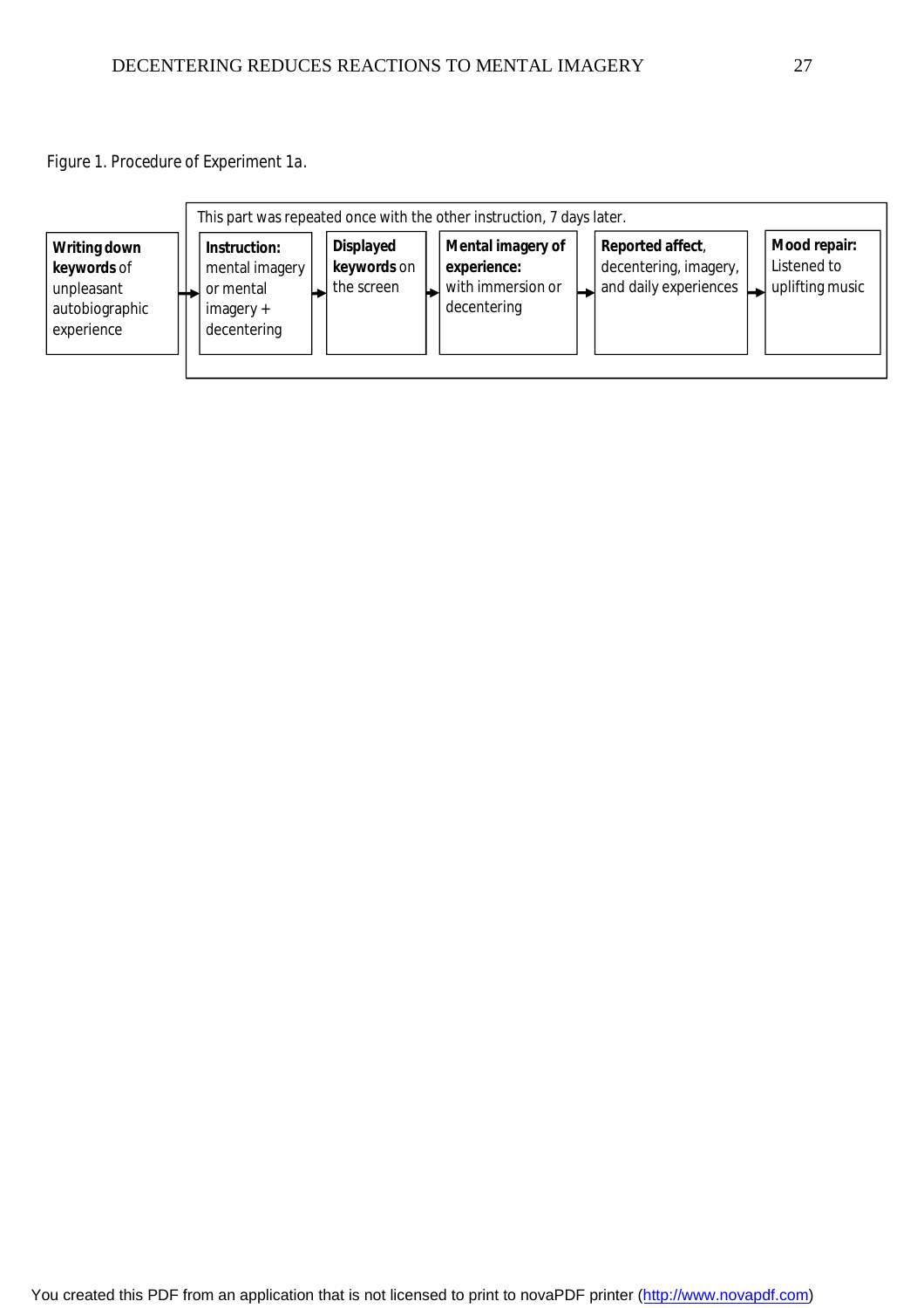Figure 1. Procedure of Experiment 1a.

**Writing down keywords** of unpleasant autobiographic experience → [This part was repeated once with the other instruction, 7 days later.] **Instruction:** mental imagery or mental imagery + decentering → **Displayed keywords** on the screen → **Mental imagery of experience:** with immersion or decentering → **Reported affect**, decentering, imagery, and daily experiences → **Mood repair:** Listened to uplifting music

You created this PDF from an application that is not licensed to print to novaPDF printer (http://www.novapdf.com)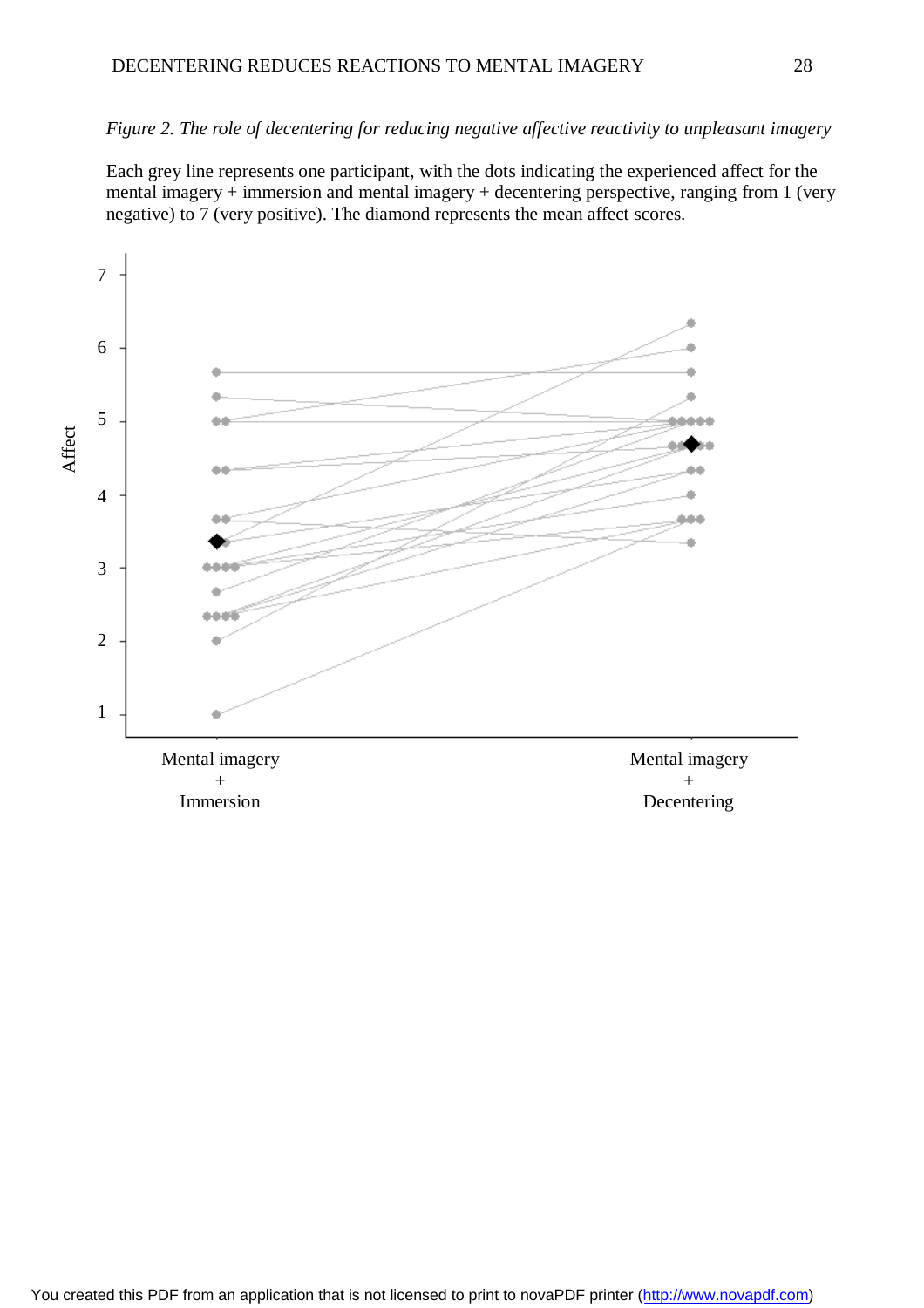*Figure 2. The role of decentering for reducing negative affective reactivity to unpleasant imagery*

Each grey line represents one participant, with the dots indicating the experienced affect for the mental imagery + immersion and mental imagery + decentering perspective, ranging from 1 (very negative) to 7 (very positive). The diamond represents the mean affect scores.

You created this PDF from an application that is not licensed to print to novaPDF printer (http://www.novapdf.com)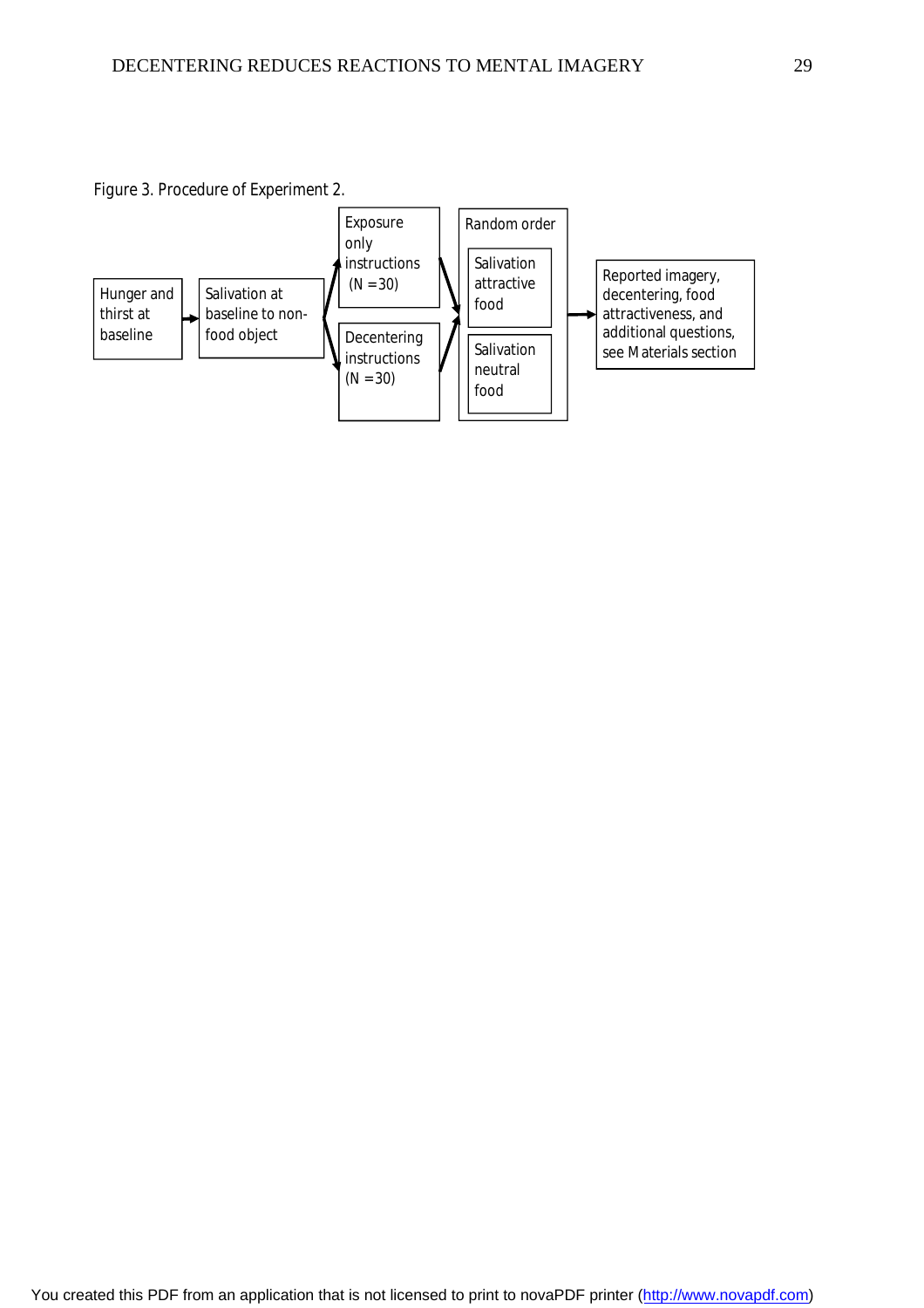Figure 3. Procedure of Experiment 2.

Hunger and thirst at baseline → Salivation at baseline to non-food object → Exposure only instructions (N = 30) / Decentering instructions (N = 30) → Random order: Salivation attractive food; Salivation neutral food → Reported imagery, decentering, food attractiveness, and additional questions, see Materials section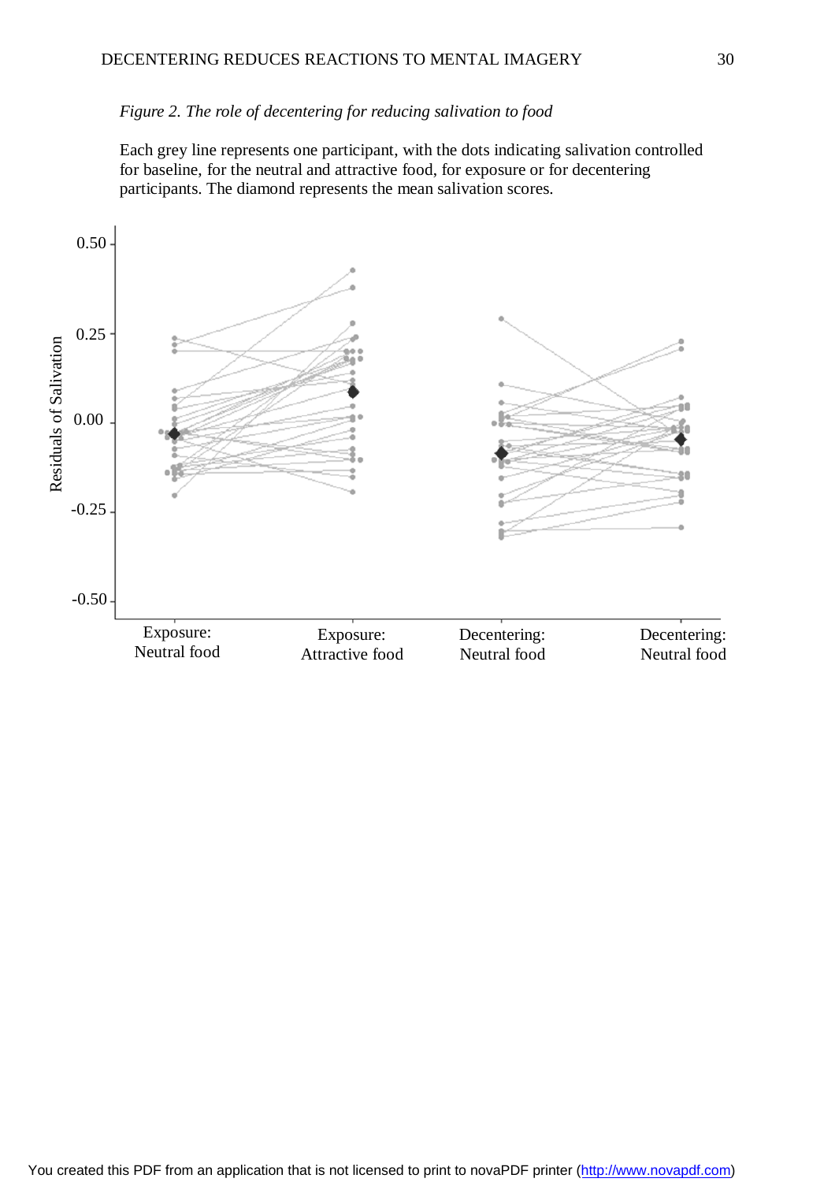*Figure 2. The role of decentering for reducing salivation to food*

Each grey line represents one participant, with the dots indicating salivation controlled for baseline, for the neutral and attractive food, for exposure or for decentering participants. The diamond represents the mean salivation scores.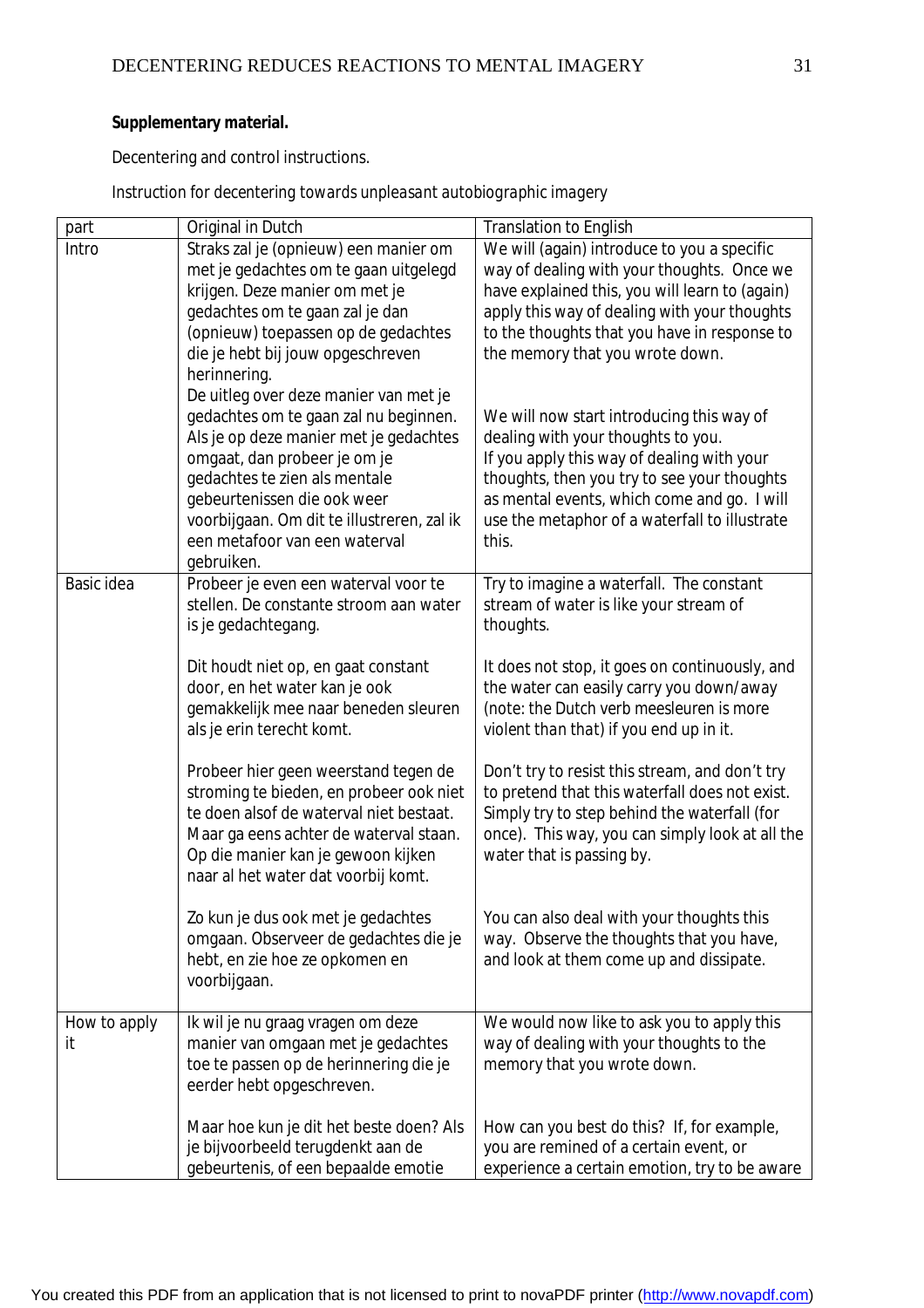**Supplementary material.**

Decentering and control instructions.

Instruction for decentering towards unpleasant autobiographic imagery

| part | Original in Dutch | Translation to English |
|---|---|---|
| Intro | Straks zal je (opnieuw) een manier om met je gedachtes om te gaan uitgelegd krijgen. Deze manier om met je gedachtes om te gaan zal je dan (opnieuw) toepassen op de gedachtes die je hebt bij jouw opgeschreven herinnering. De uitleg over deze manier van met je gedachtes om te gaan zal nu beginnen. Als je op deze manier met je gedachtes omgaat, dan probeer je om je gedachtes te zien als mentale gebeurtenissen die ook weer voorbijgaan. Om dit te illustreren, zal ik een metafoor van een waterval gebruiken. | We will (again) introduce to you a specific way of dealing with your thoughts. Once we have explained this, you will learn to (again) apply this way of dealing with your thoughts to the thoughts that you have in response to the memory that you wrote down. We will now start introducing this way of dealing with your thoughts to you. If you apply this way of dealing with your thoughts, then you try to see your thoughts as mental events, which come and go. I will use the metaphor of a waterfall to illustrate this. |
| Basic idea | Probeer je even een waterval voor te stellen. De constante stroom aan water is je gedachtegang. Dit houdt niet op, en gaat constant door, en het water kan je ook gemakkelijk mee naar beneden sleuren als je erin terecht komt. Probeer hier geen weerstand tegen de stroming te bieden, en probeer ook niet te doen alsof de waterval niet bestaat. Maar ga eens achter de waterval staan. Op die manier kan je gewoon kijken naar al het water dat voorbij komt. Zo kun je dus ook met je gedachtes omgaan. Observeer de gedachtes die je hebt, en zie hoe ze opkomen en voorbijgaan. | Try to imagine a waterfall. The constant stream of water is like your stream of thoughts. It does not stop, it goes on continuously, and the water can easily carry you down/away (note: the Dutch verb meesleuren is more violent than that) if you end up in it. Don't try to resist this stream, and don't try to pretend that this waterfall does not exist. Simply try to step behind the waterfall (for once). This way, you can simply look at all the water that is passing by. You can also deal with your thoughts this way. Observe the thoughts that you have, and look at them come up and dissipate. |
| How to apply it | Ik wil je nu graag vragen om deze manier van omgaan met je gedachtes toe te passen op de herinnering die je eerder hebt opgeschreven. Maar hoe kun je dit het beste doen? Als je bijvoorbeeld terugdenkt aan de gebeurtenis, of een bepaalde emotie | We would now like to ask you to apply this way of dealing with your thoughts to the memory that you wrote down. How can you best do this? If, for example, you are remined of a certain event, or experience a certain emotion, try to be aware |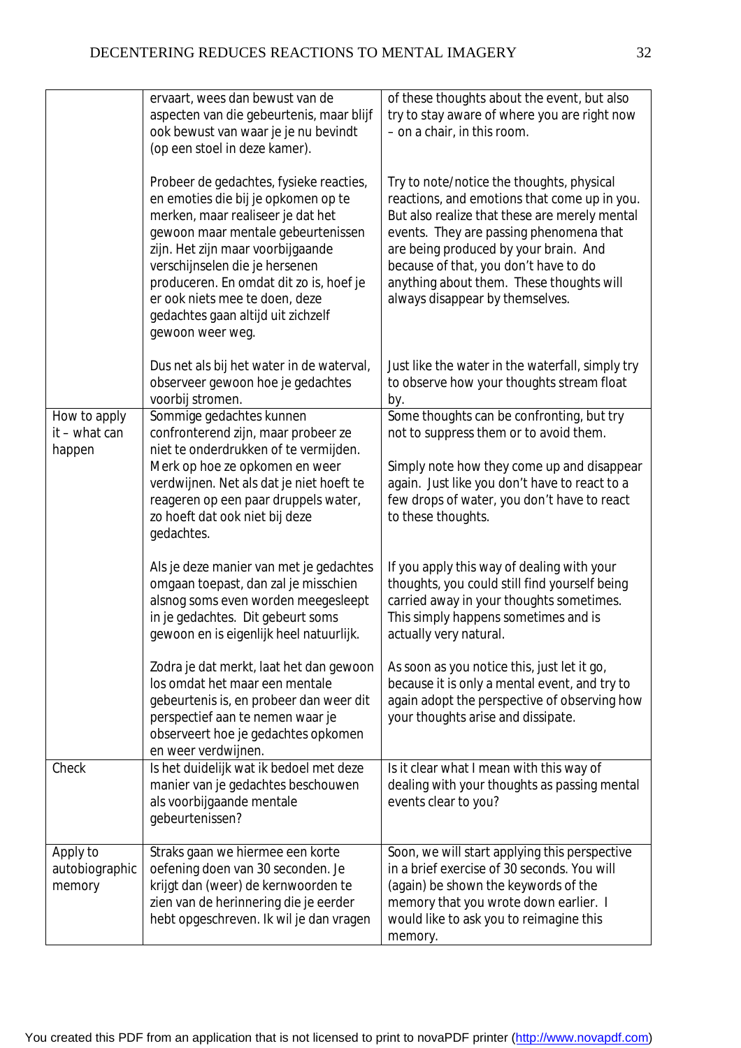| | | |
|---|---|---|
| | ervaart, wees dan bewust van de aspecten van die gebeurtenis, maar blijf ook bewust van waar je je nu bevindt (op een stoel in deze kamer).<br><br>Probeer de gedachtes, fysieke reacties, en emoties die bij je opkomen op te merken, maar realiseer je dat het gewoon maar mentale gebeurtenissen zijn. Het zijn maar voorbijgaande verschijnselen die je hersenen produceren. En omdat dit zo is, hoef je er ook niets mee te doen, deze gedachtes gaan altijd uit zichzelf gewoon weer weg.<br><br>Dus net als bij het water in de waterval, observeer gewoon hoe je gedachtes voorbij stromen. | of these thoughts about the event, but also try to stay aware of where you are right now – on a chair, in this room.<br><br>Try to note/notice the thoughts, physical reactions, and emotions that come up in you. But also realize that these are merely mental events. They are passing phenomena that are being produced by your brain. And because of that, you don't have to do anything about them. These thoughts will always disappear by themselves.<br><br>Just like the water in the waterfall, simply try to observe how your thoughts stream float by. |
| How to apply it – what can happen | Sommige gedachtes kunnen confronterend zijn, maar probeer ze niet te onderdrukken of te vermijden. Merk op hoe ze opkomen en weer verdwijnen. Net als dat je niet hoeft te reageren op een paar druppels water, zo hoeft dat ook niet bij deze gedachtes.<br><br>Als je deze manier van met je gedachtes omgaan toepast, dan zal je misschien alsnog soms even worden meegesleept in je gedachtes. Dit gebeurt soms gewoon en is eigenlijk heel natuurlijk.<br><br>Zodra je dat merkt, laat het dan gewoon los omdat het maar een mentale gebeurtenis is, en probeer dan weer dit perspectief aan te nemen waar je observeert hoe je gedachtes opkomen en weer verdwijnen. | Some thoughts can be confronting, but try not to suppress them or to avoid them.<br><br>Simply note how they come up and disappear again. Just like you don't have to react to a few drops of water, you don't have to react to these thoughts.<br><br>If you apply this way of dealing with your thoughts, you could still find yourself being carried away in your thoughts sometimes. This simply happens sometimes and is actually very natural.<br><br>As soon as you notice this, just let it go, because it is only a mental event, and try to again adopt the perspective of observing how your thoughts arise and dissipate. |
| Check | Is het duidelijk wat ik bedoel met deze manier van je gedachtes beschouwen als voorbijgaande mentale gebeurtenissen? | Is it clear what I mean with this way of dealing with your thoughts as passing mental events clear to you? |
| Apply to autobiographic memory | Straks gaan we hiermee een korte oefening doen van 30 seconden. Je krijgt dan (weer) de kernwoorden te zien van de herinnering die je eerder hebt opgeschreven. Ik wil je dan vragen | Soon, we will start applying this perspective in a brief exercise of 30 seconds. You will (again) be shown the keywords of the memory that you wrote down earlier. I would like to ask you to reimagine this memory. |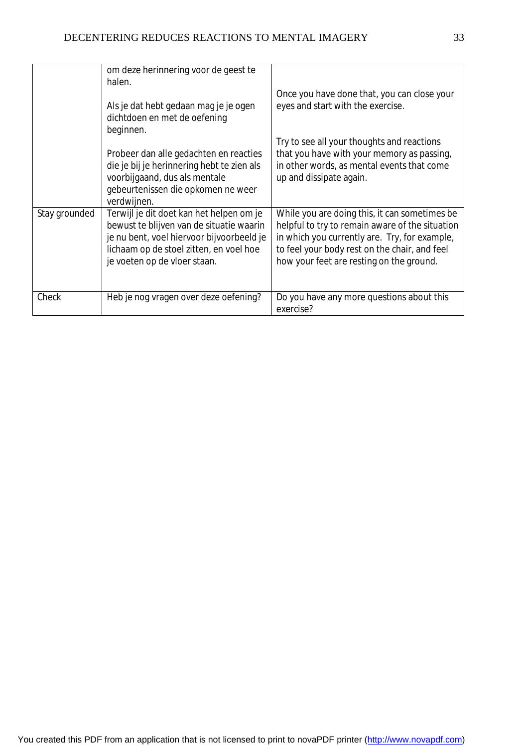|  |  |  |
|---|---|---|
|  | om deze herinnering voor de geest te halen.<br><br>Als je dat hebt gedaan mag je je ogen dichtdoen en met de oefening beginnen.<br><br>Probeer dan alle gedachten en reacties die je bij je herinnering hebt te zien als voorbijgaand, dus als mentale gebeurtenissen die opkomen ne weer verdwijnen. | Once you have done that, you can close your eyes and start with the exercise.<br><br>Try to see all your thoughts and reactions that you have with your memory as passing, in other words, as mental events that come up and dissipate again. |
| Stay grounded | Terwijl je dit doet kan het helpen om je bewust te blijven van de situatie waarin je nu bent, voel hiervoor bijvoorbeeld je lichaam op de stoel zitten, en voel hoe je voeten op de vloer staan. | While you are doing this, it can sometimes be helpful to try to remain aware of the situation in which you currently are. Try, for example, to feel your body rest on the chair, and feel how your feet are resting on the ground. |
| Check | Heb je nog vragen over deze oefening? | Do you have any more questions about this exercise? |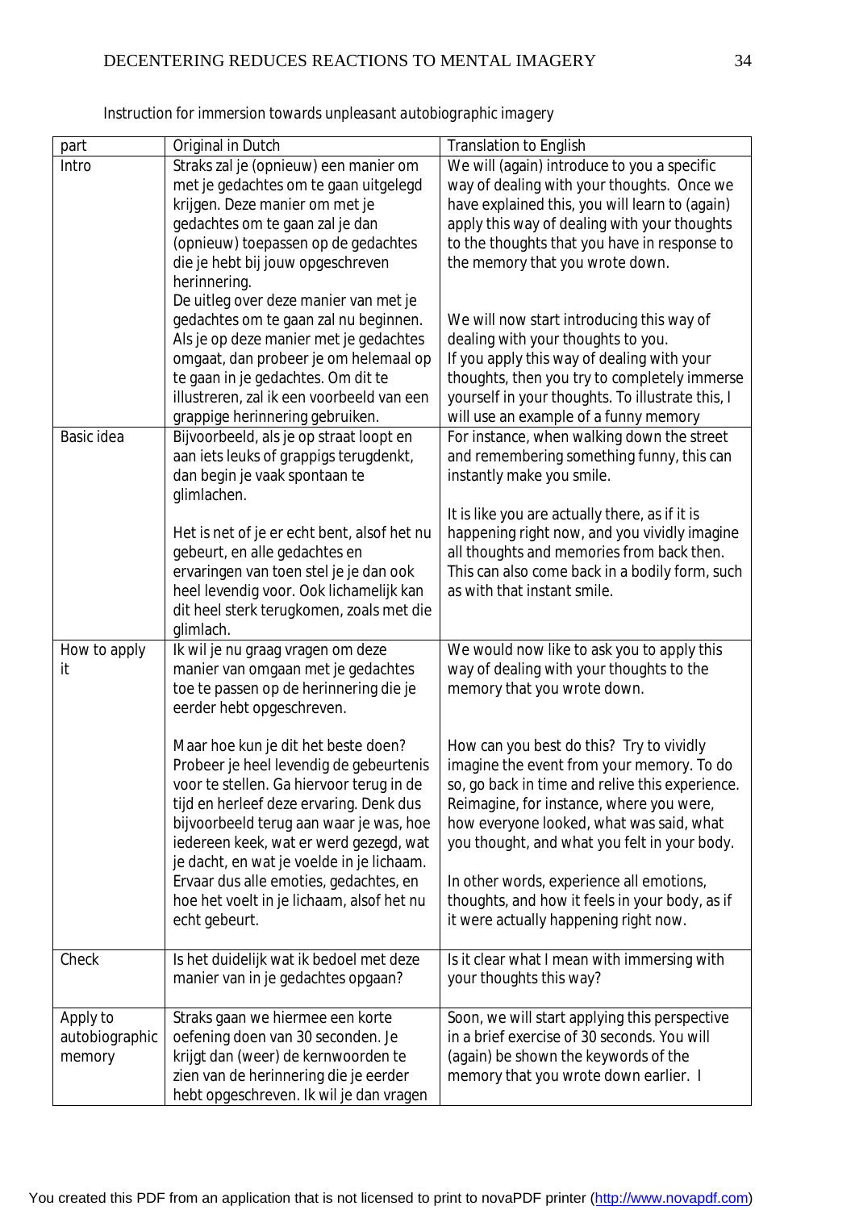*Instruction for immersion towards unpleasant autobiographic imagery*

| part | Original in Dutch | Translation to English |
|---|---|---|
| Intro | Straks zal je (opnieuw) een manier om met je gedachtes om te gaan uitgelegd krijgen. Deze manier om met je gedachtes om te gaan zal je dan (opnieuw) toepassen op de gedachtes die je hebt bij jouw opgeschreven herinnering. De uitleg over deze manier van met je gedachtes om te gaan zal nu beginnen. Als je op deze manier met je gedachtes omgaat, dan probeer je om helemaal op te gaan in je gedachtes. Om dit te illustreren, zal ik een voorbeeld van een grappige herinnering gebruiken. | We will (again) introduce to you a specific way of dealing with your thoughts. Once we have explained this, you will learn to (again) apply this way of dealing with your thoughts to the thoughts that you have in response to the memory that you wrote down. We will now start introducing this way of dealing with your thoughts to you. If you apply this way of dealing with your thoughts, then you try to completely immerse yourself in your thoughts. To illustrate this, I will use an example of a funny memory |
| Basic idea | Bijvoorbeeld, als je op straat loopt en aan iets leuks of grappigs terugdenkt, dan begin je vaak spontaan te glimlachen. Het is net of je er echt bent, alsof het nu gebeurt, en alle gedachtes en ervaringen van toen stel je je dan ook heel levendig voor. Ook lichamelijk kan dit heel sterk terugkomen, zoals met die glimlach. | For instance, when walking down the street and remembering something funny, this can instantly make you smile. It is like you are actually there, as if it is happening right now, and you vividly imagine all thoughts and memories from back then. This can also come back in a bodily form, such as with that instant smile. |
| How to apply it | Ik wil je nu graag vragen om deze manier van omgaan met je gedachtes toe te passen op de herinnering die je eerder hebt opgeschreven. Maar hoe kun je dit het beste doen? Probeer je heel levendig de gebeurtenis voor te stellen. Ga hiervoor terug in de tijd en herleef deze ervaring. Denk dus bijvoorbeeld terug aan waar je was, hoe iedereen keek, wat er werd gezegd, wat je dacht, en wat je voelde in je lichaam. Ervaar dus alle emoties, gedachtes, en hoe het voelt in je lichaam, alsof het nu echt gebeurt. | We would now like to ask you to apply this way of dealing with your thoughts to the memory that you wrote down. How can you best do this? Try to vividly imagine the event from your memory. To do so, go back in time and relive this experience. Reimagine, for instance, where you were, how everyone looked, what was said, what you thought, and what you felt in your body. In other words, experience all emotions, thoughts, and how it feels in your body, as if it were actually happening right now. |
| Check | Is het duidelijk wat ik bedoel met deze manier van in je gedachtes opgaan? | Is it clear what I mean with immersing with your thoughts this way? |
| Apply to autobiographic memory | Straks gaan we hiermee een korte oefening doen van 30 seconden. Je krijgt dan (weer) de kernwoorden te zien van de herinnering die je eerder hebt opgeschreven. Ik wil je dan vragen | Soon, we will start applying this perspective in a brief exercise of 30 seconds. You will (again) be shown the keywords of the memory that you wrote down earlier. I |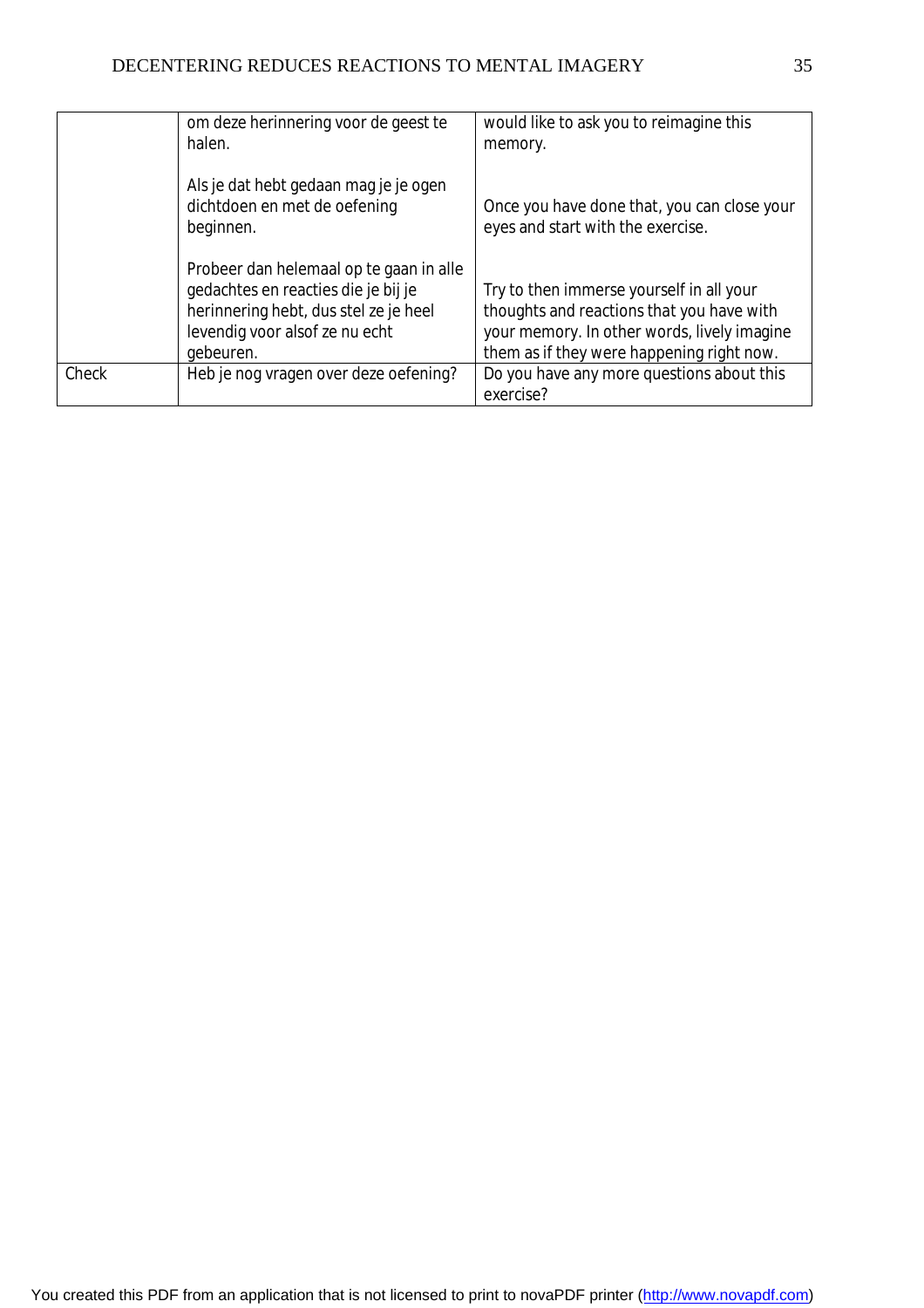| | | |
|---|---|---|
| | om deze herinnering voor de geest te halen.<br><br>Als je dat hebt gedaan mag je je ogen dichtdoen en met de oefening beginnen.<br><br>Probeer dan helemaal op te gaan in alle gedachtes en reacties die je bij je herinnering hebt, dus stel ze je heel levendig voor alsof ze nu echt gebeuren. | would like to ask you to reimagine this memory.<br><br>Once you have done that, you can close your eyes and start with the exercise.<br><br>Try to then immerse yourself in all your thoughts and reactions that you have with your memory. In other words, lively imagine them as if they were happening right now. |
| Check | Heb je nog vragen over deze oefening? | Do you have any more questions about this exercise? |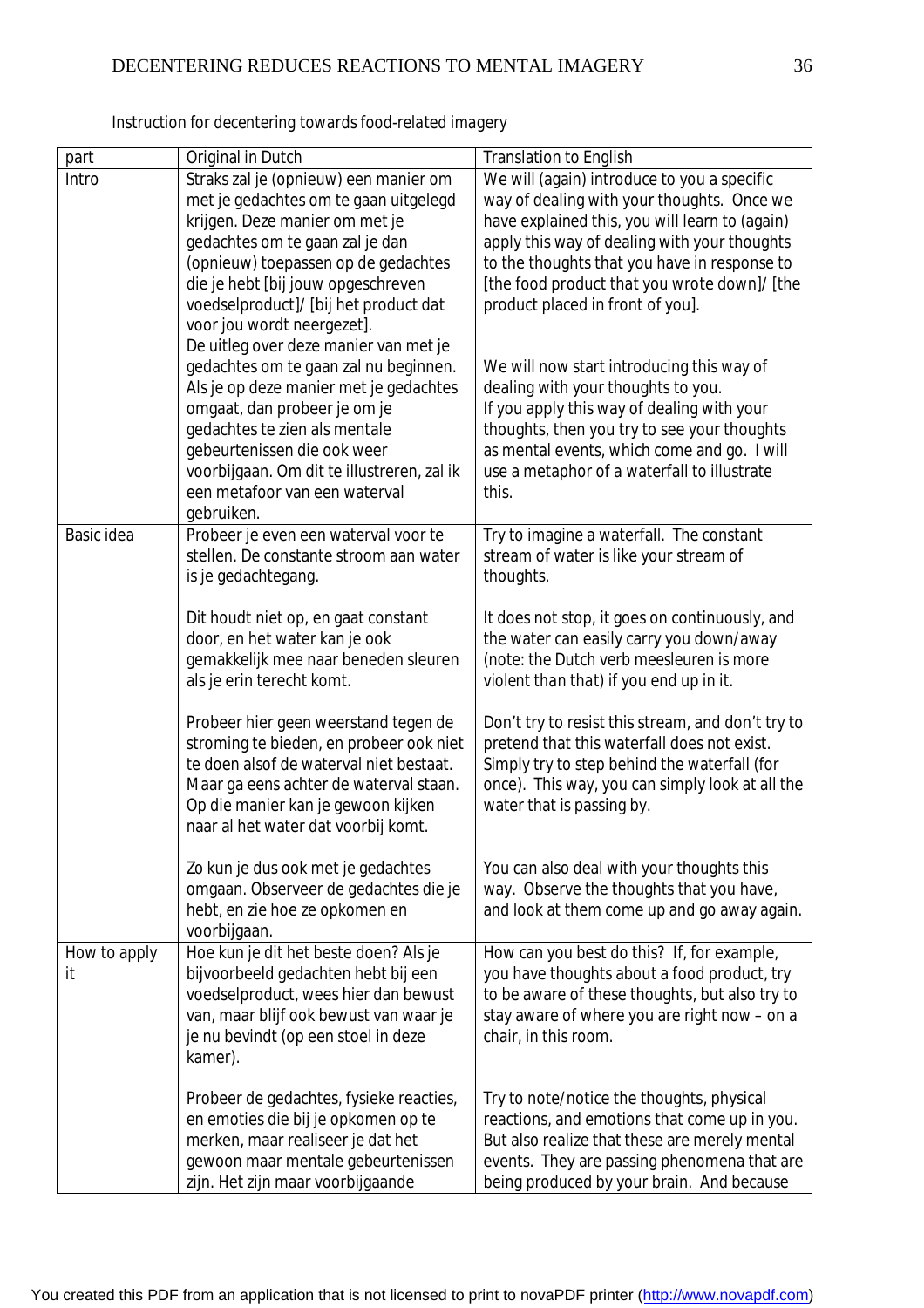Instruction for decentering towards food-related imagery

| part | Original in Dutch | Translation to English |
|---|---|---|
| Intro | Straks zal je (opnieuw) een manier om met je gedachtes om te gaan uitgelegd krijgen. Deze manier om met je gedachtes om te gaan zal je dan (opnieuw) toepassen op de gedachtes die je hebt [bij jouw opgeschreven voedselproduct]/ [bij het product dat voor jou wordt neergezet].<br>De uitleg over deze manier van met je gedachtes om te gaan zal nu beginnen. Als je op deze manier met je gedachtes omgaat, dan probeer je om je gedachtes te zien als mentale gebeurtenissen die ook weer voorbijgaan. Om dit te illustreren, zal ik een metafoor van een waterval gebruiken. | We will (again) introduce to you a specific way of dealing with your thoughts. Once we have explained this, you will learn to (again) apply this way of dealing with your thoughts to the thoughts that you have in response to [the food product that you wrote down]/ [the product placed in front of you].<br><br>We will now start introducing this way of dealing with your thoughts to you.<br>If you apply this way of dealing with your thoughts, then you try to see your thoughts as mental events, which come and go. I will use a metaphor of a waterfall to illustrate this. |
| Basic idea | Probeer je even een waterval voor te stellen. De constante stroom aan water is je gedachtegang.<br><br>Dit houdt niet op, en gaat constant door, en het water kan je ook gemakkelijk mee naar beneden sleuren als je erin terecht komt.<br><br>Probeer hier geen weerstand tegen de stroming te bieden, en probeer ook niet te doen alsof de waterval niet bestaat. Maar ga eens achter de waterval staan. Op die manier kan je gewoon kijken naar al het water dat voorbij komt.<br><br>Zo kun je dus ook met je gedachtes omgaan. Observeer de gedachtes die je hebt, en zie hoe ze opkomen en voorbijgaan. | Try to imagine a waterfall. The constant stream of water is like your stream of thoughts.<br><br>It does not stop, it goes on continuously, and the water can easily carry you down/away (note: the Dutch verb meesleuren is more violent than that) if you end up in it.<br><br>Don't try to resist this stream, and don't try to pretend that this waterfall does not exist. Simply try to step behind the waterfall (for once). This way, you can simply look at all the water that is passing by.<br><br>You can also deal with your thoughts this way. Observe the thoughts that you have, and look at them come up and go away again. |
| How to apply it | Hoe kun je dit het beste doen? Als je bijvoorbeeld gedachten hebt bij een voedselproduct, wees hier dan bewust van, maar blijf ook bewust van waar je je nu bevindt (op een stoel in deze kamer).<br><br>Probeer de gedachtes, fysieke reacties, en emoties die bij je opkomen op te merken, maar realiseer je dat het gewoon maar mentale gebeurtenissen zijn. Het zijn maar voorbijgaande | How can you best do this? If, for example, you have thoughts about a food product, try to be aware of these thoughts, but also try to stay aware of where you are right now – on a chair, in this room.<br><br>Try to note/notice the thoughts, physical reactions, and emotions that come up in you. But also realize that these are merely mental events. They are passing phenomena that are being produced by your brain. And because |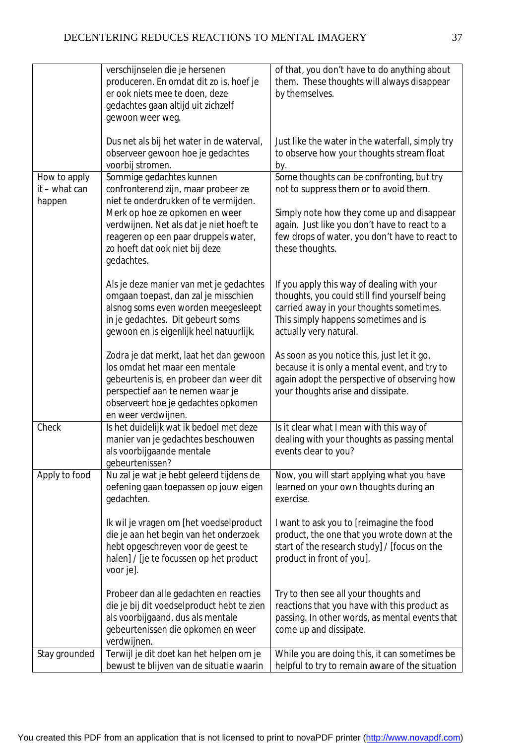| | | |
|---|---|---|
| | verschijnselen die je hersenen produceren. En omdat dit zo is, hoef je er ook niets mee te doen, deze gedachtes gaan altijd uit zichzelf gewoon weer weg.<br><br>Dus net als bij het water in de waterval, observeer gewoon hoe je gedachtes voorbij stromen. | of that, you don't have to do anything about them. These thoughts will always disappear by themselves.<br><br>Just like the water in the waterfall, simply try to observe how your thoughts stream float by. |
| How to apply it – what can happen | Sommige gedachtes kunnen confronterend zijn, maar probeer ze niet te onderdrukken of te vermijden. Merk op hoe ze opkomen en weer verdwijnen. Net als dat je niet hoeft te reageren op een paar druppels water, zo hoeft dat ook niet bij deze gedachtes.<br><br>Als je deze manier van met je gedachtes omgaan toepast, dan zal je misschien alsnog soms even worden meegesleept in je gedachtes. Dit gebeurt soms gewoon en is eigenlijk heel natuurlijk.<br><br>Zodra je dat merkt, laat het dan gewoon los omdat het maar een mentale gebeurtenis is, en probeer dan weer dit perspectief aan te nemen waar je observeert hoe je gedachtes opkomen en weer verdwijnen. | Some thoughts can be confronting, but try not to suppress them or to avoid them.<br><br>Simply note how they come up and disappear again. Just like you don't have to react to a few drops of water, you don't have to react to these thoughts.<br><br>If you apply this way of dealing with your thoughts, you could still find yourself being carried away in your thoughts sometimes. This simply happens sometimes and is actually very natural.<br><br>As soon as you notice this, just let it go, because it is only a mental event, and try to again adopt the perspective of observing how your thoughts arise and dissipate. |
| Check | Is het duidelijk wat ik bedoel met deze manier van je gedachtes beschouwen als voorbijgaande mentale gebeurtenissen? | Is it clear what I mean with this way of dealing with your thoughts as passing mental events clear to you? |
| Apply to food | Nu zal je wat je hebt geleerd tijdens de oefening gaan toepassen op jouw eigen gedachten.<br><br>Ik wil je vragen om [het voedselproduct die je aan het begin van het onderzoek hebt opgeschreven voor de geest te halen] / [je te focussen op het product voor je].<br><br>Probeer dan alle gedachten en reacties die je bij dit voedselproduct hebt te zien als voorbijgaand, dus als mentale gebeurtenissen die opkomen en weer verdwijnen. | Now, you will start applying what you have learned on your own thoughts during an exercise.<br><br>I want to ask you to [reimagine the food product, the one that you wrote down at the start of the research study] / [focus on the product in front of you].<br><br>Try to then see all your thoughts and reactions that you have with this product as passing. In other words, as mental events that come up and dissipate. |
| Stay grounded | Terwijl je dit doet kan het helpen om je bewust te blijven van de situatie waarin | While you are doing this, it can sometimes be helpful to try to remain aware of the situation |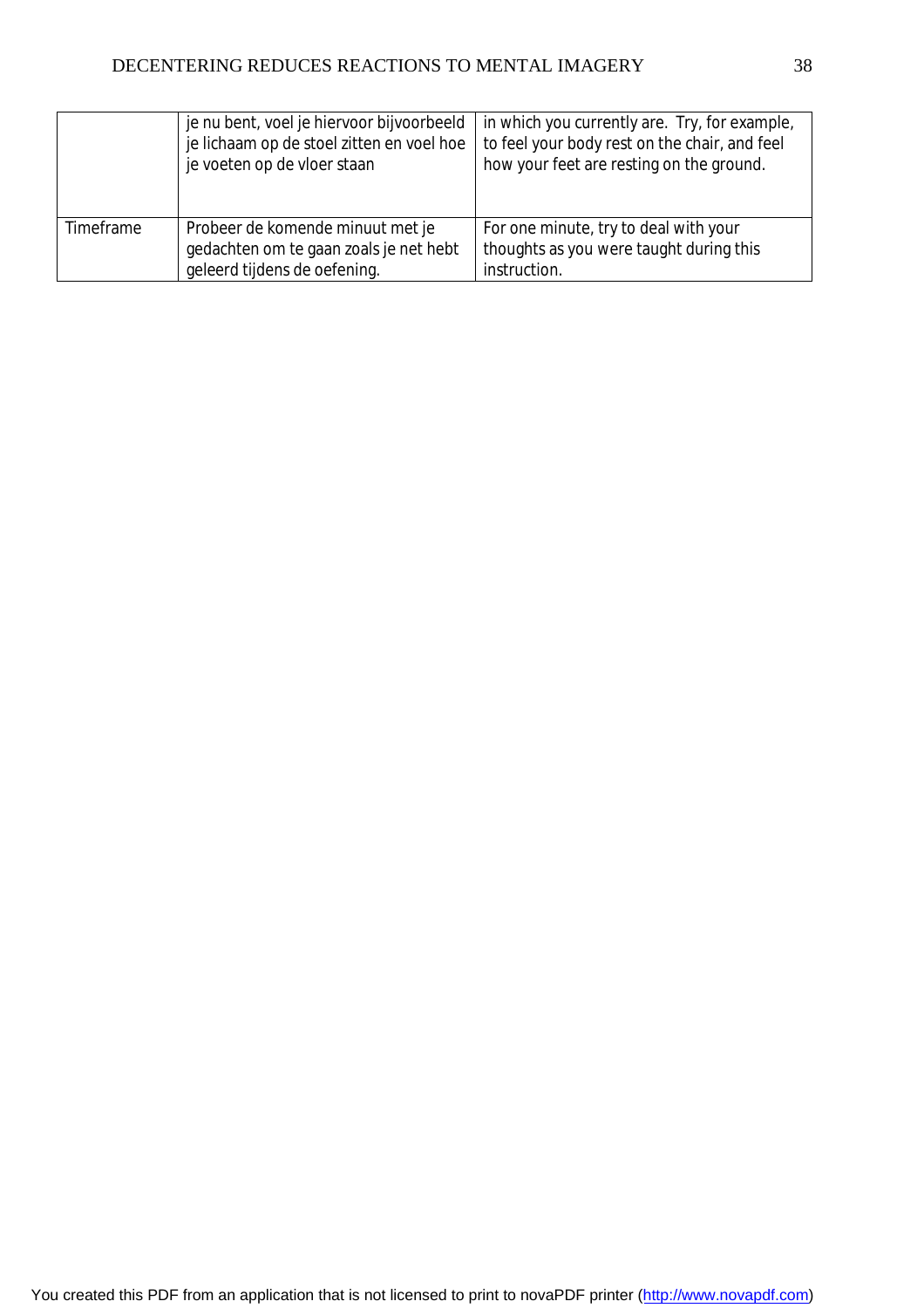| | | |
|---|---|---|
| | je nu bent, voel je hiervoor bijvoorbeeld je lichaam op de stoel zitten en voel hoe je voeten op de vloer staan | in which you currently are. Try, for example, to feel your body rest on the chair, and feel how your feet are resting on the ground. |
| Timeframe | Probeer de komende minuut met je gedachten om te gaan zoals je net hebt geleerd tijdens de oefening. | For one minute, try to deal with your thoughts as you were taught during this instruction. |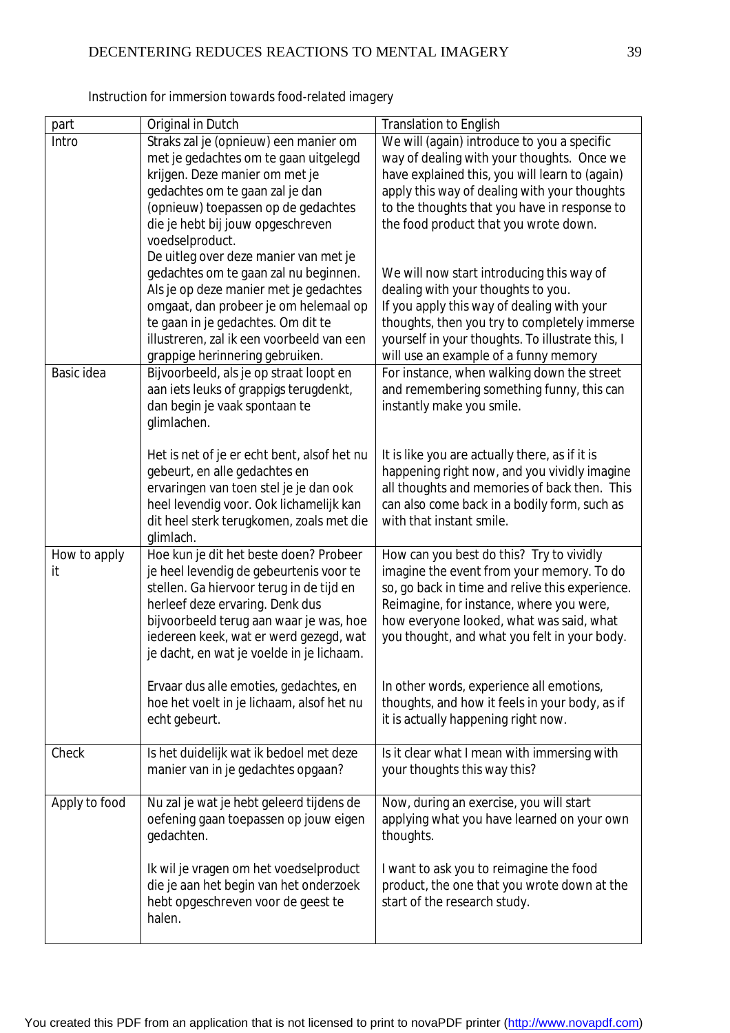*Instruction for immersion towards food-related imagery*

| part | Original in Dutch | Translation to English |
|---|---|---|
| Intro | Straks zal je (opnieuw) een manier om met je gedachtes om te gaan uitgelegd krijgen. Deze manier om met je gedachtes om te gaan zal je dan (opnieuw) toepassen op de gedachtes die je hebt bij jouw opgeschreven voedselproduct.<br>De uitleg over deze manier van met je gedachtes om te gaan zal nu beginnen. Als je op deze manier met je gedachtes omgaat, dan probeer je om helemaal op te gaan in je gedachtes. Om dit te illustreren, zal ik een voorbeeld van een grappige herinnering gebruiken. | We will (again) introduce to you a specific way of dealing with your thoughts. Once we have explained this, you will learn to (again) apply this way of dealing with your thoughts to the thoughts that you have in response to the food product that you wrote down.<br><br>We will now start introducing this way of dealing with your thoughts to you.<br>If you apply this way of dealing with your thoughts, then you try to completely immerse yourself in your thoughts. To illustrate this, I will use an example of a funny memory |
| Basic idea | Bijvoorbeeld, als je op straat loopt en aan iets leuks of grappigs terugdenkt, dan begin je vaak spontaan te glimlachen.<br><br>Het is net of je er echt bent, alsof het nu gebeurt, en alle gedachtes en ervaringen van toen stel je je dan ook heel levendig voor. Ook lichamelijk kan dit heel sterk terugkomen, zoals met die glimlach. | For instance, when walking down the street and remembering something funny, this can instantly make you smile.<br><br>It is like you are actually there, as if it is happening right now, and you vividly imagine all thoughts and memories of back then. This can also come back in a bodily form, such as with that instant smile. |
| How to apply it | Hoe kun je dit het beste doen? Probeer je heel levendig de gebeurtenis voor te stellen. Ga hiervoor terug in de tijd en herleef deze ervaring. Denk dus bijvoorbeeld terug aan waar je was, hoe iedereen keek, wat er werd gezegd, wat je dacht, en wat je voelde in je lichaam.<br><br>Ervaar dus alle emoties, gedachtes, en hoe het voelt in je lichaam, alsof het nu echt gebeurt. | How can you best do this? Try to vividly imagine the event from your memory. To do so, go back in time and relive this experience. Reimagine, for instance, where you were, how everyone looked, what was said, what you thought, and what you felt in your body.<br><br>In other words, experience all emotions, thoughts, and how it feels in your body, as if it is actually happening right now. |
| Check | Is het duidelijk wat ik bedoel met deze manier van in je gedachtes opgaan? | Is it clear what I mean with immersing with your thoughts this way this? |
| Apply to food | Nu zal je wat je hebt geleerd tijdens de oefening gaan toepassen op jouw eigen gedachten.<br><br>Ik wil je vragen om het voedselproduct die je aan het begin van het onderzoek hebt opgeschreven voor de geest te halen. | Now, during an exercise, you will start applying what you have learned on your own thoughts.<br><br>I want to ask you to reimagine the food product, the one that you wrote down at the start of the research study. |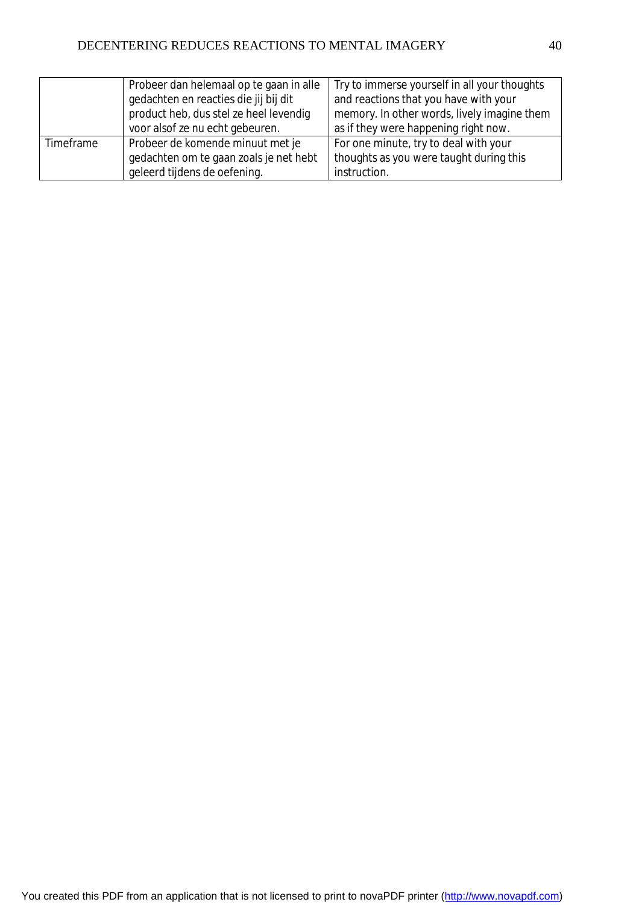| | | |
|---|---|---|
| | Probeer dan helemaal op te gaan in alle gedachten en reacties die jij bij dit product heb, dus stel ze heel levendig voor alsof ze nu echt gebeuren. | Try to immerse yourself in all your thoughts and reactions that you have with your memory. In other words, lively imagine them as if they were happening right now. |
| Timeframe | Probeer de komende minuut met je gedachten om te gaan zoals je net hebt geleerd tijdens de oefening. | For one minute, try to deal with your thoughts as you were taught during this instruction. |

You created this PDF from an application that is not licensed to print to novaPDF printer (http://www.novapdf.com)